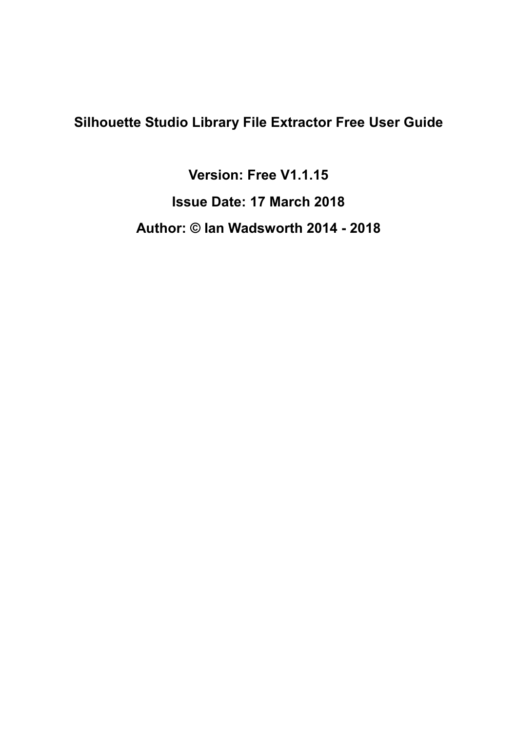# Silhouette Studio Library File Extractor Free User Guide

**Version: Free V1.1.15**

**Issue Date: 17 March 2018**

**Author: © Ian Wadsworth 2014 - 2018**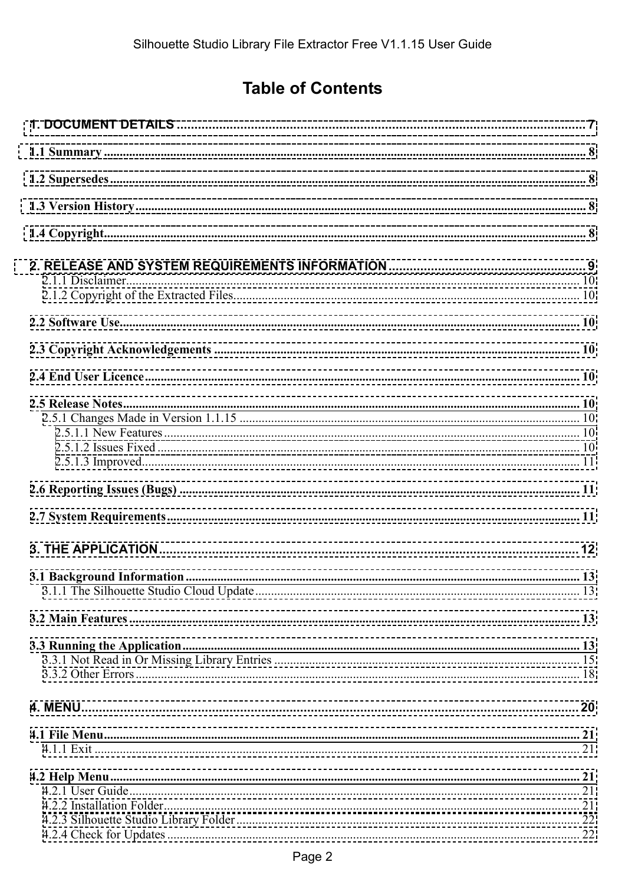# Table of Contents

1. DOCUMENT DETAILS .......... 7

1.1 Summary .......... 8

1.2 Supersedes .......... 8

1.3 Version History .......... 8

1.4 Copyright .......... 8

2. RELEASE AND SYSTEM REQUIREMENTS INFORMATION .......... 9
- 2.1.1 Disclaimer .......... 10
- 2.1.2 Copyright of the Extracted Files .......... 10

2.2 Software Use .......... 10

2.3 Copyright Acknowledgements .......... 10

2.4 End User Licence .......... 10

2.5 Release Notes .......... 10
- 2.5.1 Changes Made in Version 1.1.15 .......... 10
  - 2.5.1.1 New Features .......... 10
  - 2.5.1.2 Issues Fixed .......... 10
  - 2.5.1.3 Improved .......... 11

2.6 Reporting Issues (Bugs) .......... 11

2.7 System Requirements .......... 11

3. THE APPLICATION .......... 12

3.1 Background Information .......... 13
- 3.1.1 The Silhouette Studio Cloud Update .......... 13

3.2 Main Features .......... 13

3.3 Running the Application .......... 13
- 3.3.1 Not Read in Or Missing Library Entries .......... 15
- 3.3.2 Other Errors .......... 18

4. MENU .......... 20

4.1 File Menu .......... 21
- 4.1.1 Exit .......... 21

4.2 Help Menu .......... 21
- 4.2.1 User Guide .......... 21
- 4.2.2 Installation Folder .......... 21
- 4.2.3 Silhouette Studio Library Folder .......... 22
- 4.2.4 Check for Updates .......... 22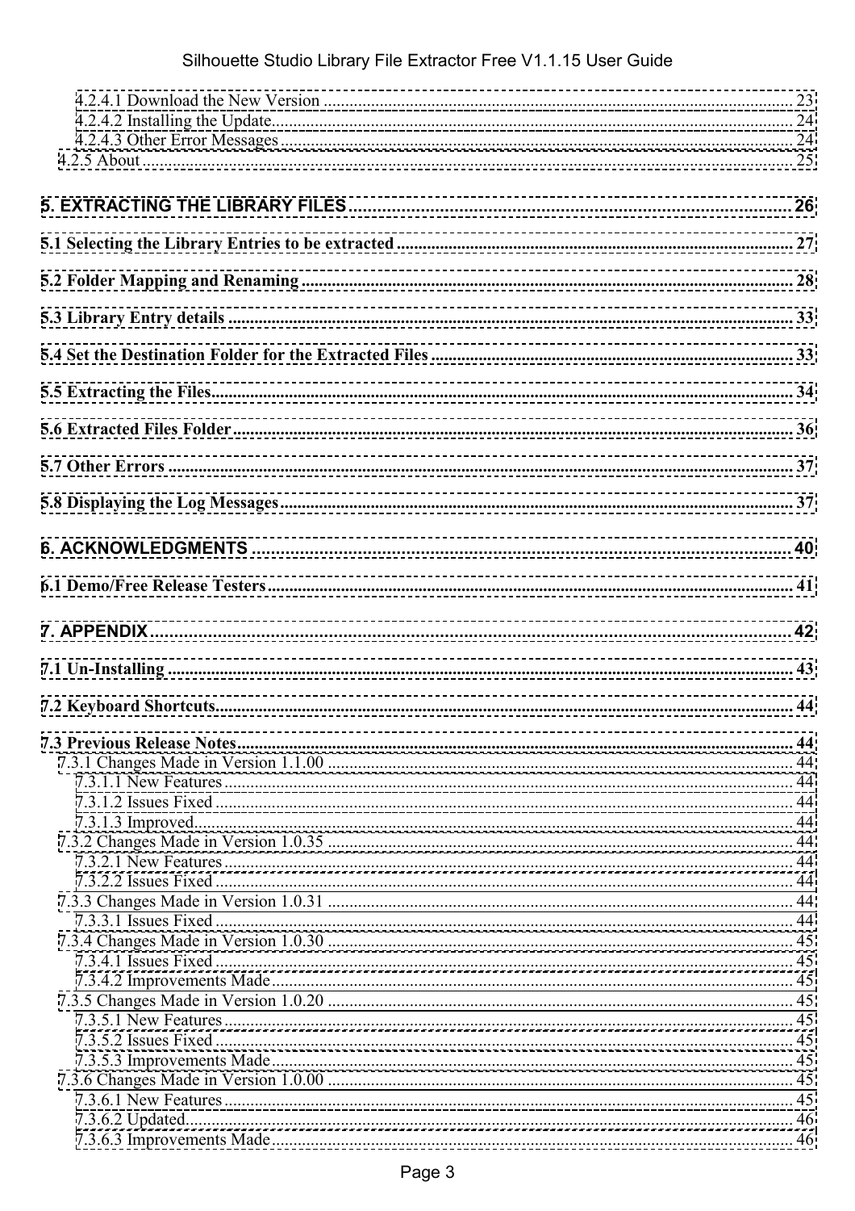4.2.4.1 Download the New Version ... 23
4.2.4.2 Installing the Update... 24
4.2.4.3 Other Error Messages ... 24
4.2.5 About ... 25

**5. EXTRACTING THE LIBRARY FILES ... 26**

**5.1 Selecting the Library Entries to be extracted ... 27**

**5.2 Folder Mapping and Renaming ... 28**

**5.3 Library Entry details ... 33**

**5.4 Set the Destination Folder for the Extracted Files ... 33**

**5.5 Extracting the Files... 34**

**5.6 Extracted Files Folder... 36**

**5.7 Other Errors ... 37**

**5.8 Displaying the Log Messages... 37**

**6. ACKNOWLEDGMENTS ... 40**

**6.1 Demo/Free Release Testers... 41**

**7. APPENDIX... 42**

**7.1 Un-Installing ... 43**

**7.2 Keyboard Shortcuts... 44**

**7.3 Previous Release Notes... 44**
7.3.1 Changes Made in Version 1.1.00 ... 44
7.3.1.1 New Features ... 44
7.3.1.2 Issues Fixed ... 44
7.3.1.3 Improved... 44
7.3.2 Changes Made in Version 1.0.35 ... 44
7.3.2.1 New Features ... 44
7.3.2.2 Issues Fixed ... 44
7.3.3 Changes Made in Version 1.0.31 ... 44
7.3.3.1 Issues Fixed ... 44
7.3.4 Changes Made in Version 1.0.30 ... 45
7.3.4.1 Issues Fixed ... 45
7.3.4.2 Improvements Made... 45
7.3.5 Changes Made in Version 1.0.20 ... 45
7.3.5.1 New Features ... 45
7.3.5.2 Issues Fixed ... 45
7.3.5.3 Improvements Made... 45
7.3.6 Changes Made in Version 1.0.00 ... 45
7.3.6.1 New Features ... 45
7.3.6.2 Updated... 46
7.3.6.3 Improvements Made... 46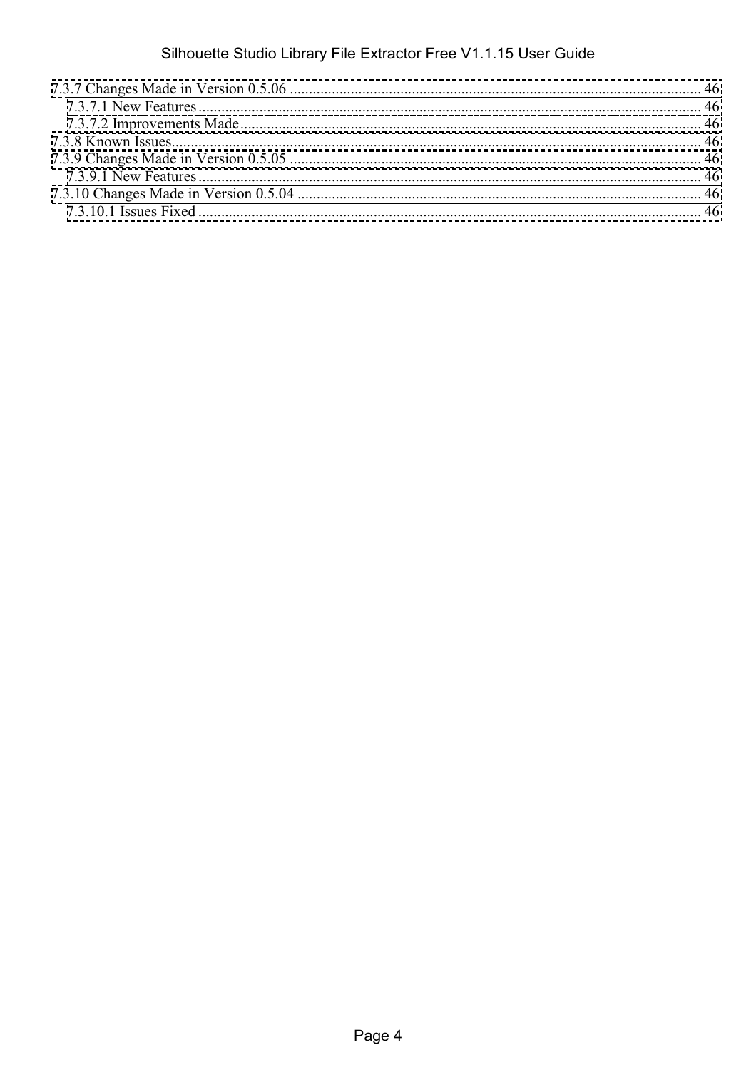- 7.3.7 Changes Made in Version 0.5.06 ........................................................................................................ 46
  - 7.3.7.1 New Features ............................................................................................................................. 46
  - 7.3.7.2 Improvements Made .................................................................................................................. 46
- 7.3.8 Known Issues .................................................................................................................................. 46
- 7.3.9 Changes Made in Version 0.5.05 ........................................................................................................ 46
  - 7.3.9.1 New Features ............................................................................................................................. 46
- 7.3.10 Changes Made in Version 0.5.04 ...................................................................................................... 46
  - 7.3.10.1 Issues Fixed ............................................................................................................................. 46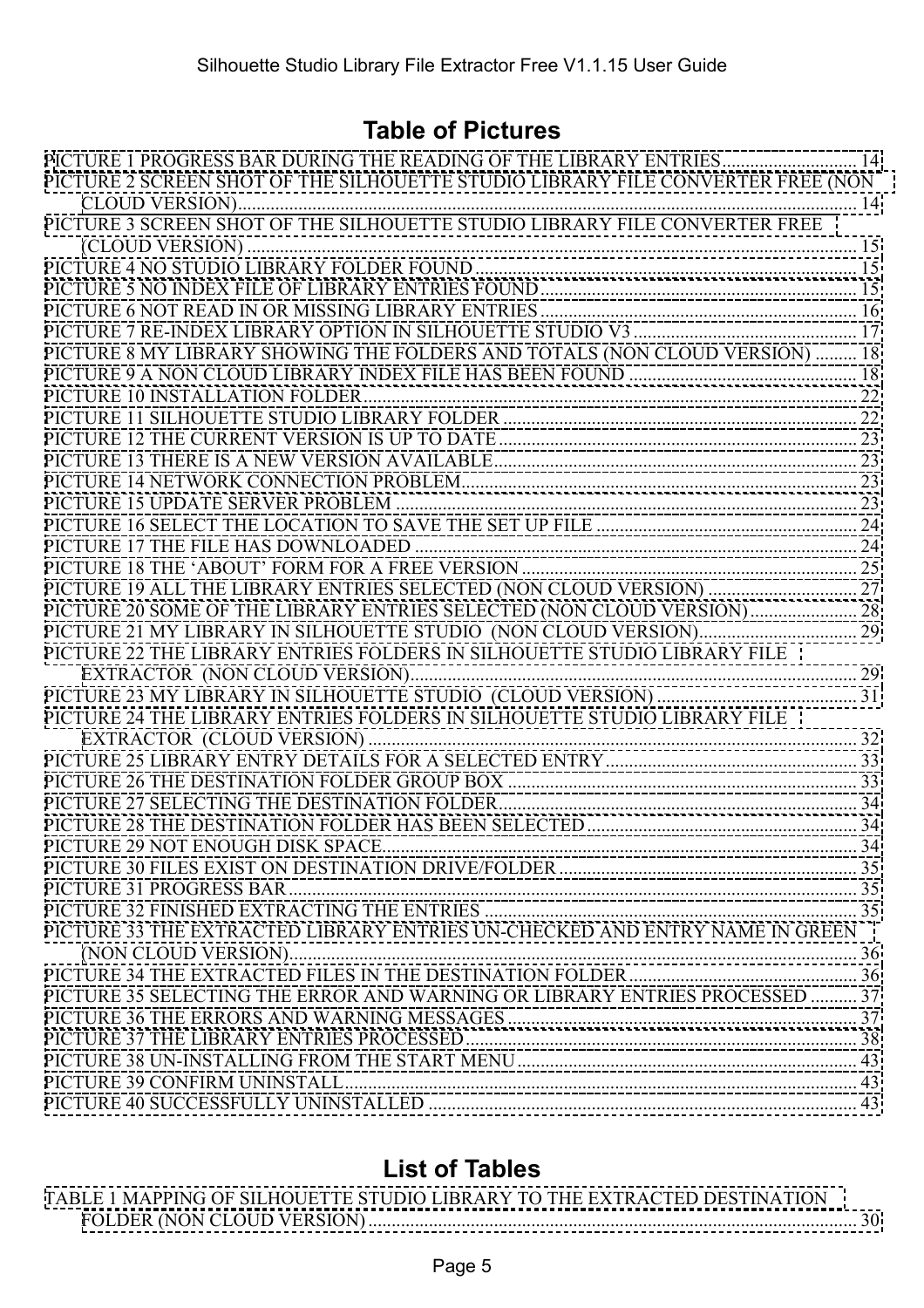## Table of Pictures

PICTURE 1 PROGRESS BAR DURING THE READING OF THE LIBRARY ENTRIES ........................... 14
PICTURE 2 SCREEN SHOT OF THE SILHOUETTE STUDIO LIBRARY FILE CONVERTER FREE (NON CLOUD VERSION) ........................................................................................................... 14
PICTURE 3 SCREEN SHOT OF THE SILHOUETTE STUDIO LIBRARY FILE CONVERTER FREE (CLOUD VERSION) ........................................................................................................... 15
PICTURE 4 NO STUDIO LIBRARY FOLDER FOUND ........................................................................ 15
PICTURE 5 NO INDEX FILE OF LIBRARY ENTRIES FOUND ........................................................... 15
PICTURE 6 NOT READ IN OR MISSING LIBRARY ENTRIES ............................................................ 16
PICTURE 7 RE-INDEX LIBRARY OPTION IN SILHOUETTE STUDIO V3 ............................................ 17
PICTURE 8 MY LIBRARY SHOWING THE FOLDERS AND TOTALS (NON CLOUD VERSION) ......... 18
PICTURE 9 A NON CLOUD LIBRARY INDEX FILE HAS BEEN FOUND ............................................ 18
PICTURE 10 INSTALLATION FOLDER .............................................................................................. 22
PICTURE 11 SILHOUETTE STUDIO LIBRARY FOLDER ..................................................................... 22
PICTURE 12 THE CURRENT VERSION IS UP TO DATE ..................................................................... 23
PICTURE 13 THERE IS A NEW VERSION AVAILABLE ....................................................................... 23
PICTURE 14 NETWORK CONNECTION PROBLEM ............................................................................ 23
PICTURE 15 UPDATE SERVER PROBLEM ......................................................................................... 23
PICTURE 16 SELECT THE LOCATION TO SAVE THE SET UP FILE .................................................. 24
PICTURE 17 THE FILE HAS DOWNLOADED ...................................................................................... 24
PICTURE 18 THE 'ABOUT' FORM FOR A FREE VERSION ................................................................ 25
PICTURE 19 ALL THE LIBRARY ENTRIES SELECTED (NON CLOUD VERSION) ............................. 27
PICTURE 20 SOME OF THE LIBRARY ENTRIES SELECTED (NON CLOUD VERSION) .................... 28
PICTURE 21 MY LIBRARY IN SILHOUETTE STUDIO (NON CLOUD VERSION) ................................ 29
PICTURE 22 THE LIBRARY ENTRIES FOLDERS IN SILHOUETTE STUDIO LIBRARY FILE EXTRACTOR (NON CLOUD VERSION) ............................................................................................... 29
PICTURE 23 MY LIBRARY IN SILHOUETTE STUDIO (CLOUD VERSION) ......................................... 31
PICTURE 24 THE LIBRARY ENTRIES FOLDERS IN SILHOUETTE STUDIO LIBRARY FILE EXTRACTOR (CLOUD VERSION) ........................................................................................................ 32
PICTURE 25 LIBRARY ENTRY DETAILS FOR A SELECTED ENTRY ................................................. 33
PICTURE 26 THE DESTINATION FOLDER GROUP BOX ................................................................... 33
PICTURE 27 SELECTING THE DESTINATION FOLDER ..................................................................... 34
PICTURE 28 THE DESTINATION FOLDER HAS BEEN SELECTED .................................................... 34
PICTURE 29 NOT ENOUGH DISK SPACE .......................................................................................... 34
PICTURE 30 FILES EXIST ON DESTINATION DRIVE/FOLDER .......................................................... 35
PICTURE 31 PROGRESS BAR ............................................................................................................ 35
PICTURE 32 FINISHED EXTRACTING THE ENTRIES ........................................................................ 35
PICTURE 33 THE EXTRACTED LIBRARY ENTRIES UN-CHECKED AND ENTRY NAME IN GREEN (NON CLOUD VERSION) ........................................................................................................... 36
PICTURE 34 THE EXTRACTED FILES IN THE DESTINATION FOLDER ............................................. 36
PICTURE 35 SELECTING THE ERROR AND WARNING OR LIBRARY ENTRIES PROCESSED .......... 37
PICTURE 36 THE ERRORS AND WARNING MESSAGES ................................................................... 37
PICTURE 37 THE LIBRARY ENTRIES PROCESSED ........................................................................... 38
PICTURE 38 UN-INSTALLING FROM THE START MENU ................................................................... 43
PICTURE 39 CONFIRM UNINSTALL .................................................................................................. 43
PICTURE 40 SUCCESSFULLY UNINSTALLED .................................................................................. 43

## List of Tables

TABLE 1 MAPPING OF SILHOUETTE STUDIO LIBRARY TO THE EXTRACTED DESTINATION FOLDER (NON CLOUD VERSION) ........................................................................................... 30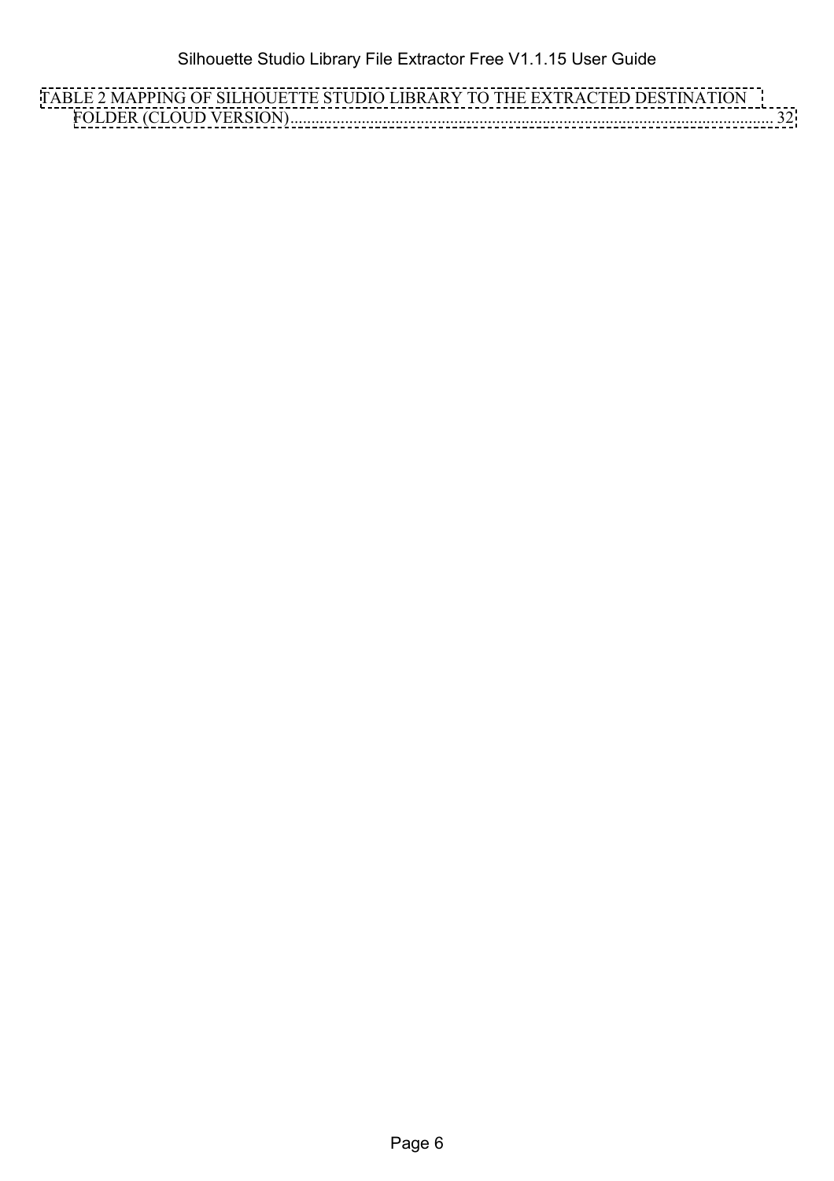TABLE 2 MAPPING OF SILHOUETTE STUDIO LIBRARY TO THE EXTRACTED DESTINATION FOLDER (CLOUD VERSION)........................................................................................................ 32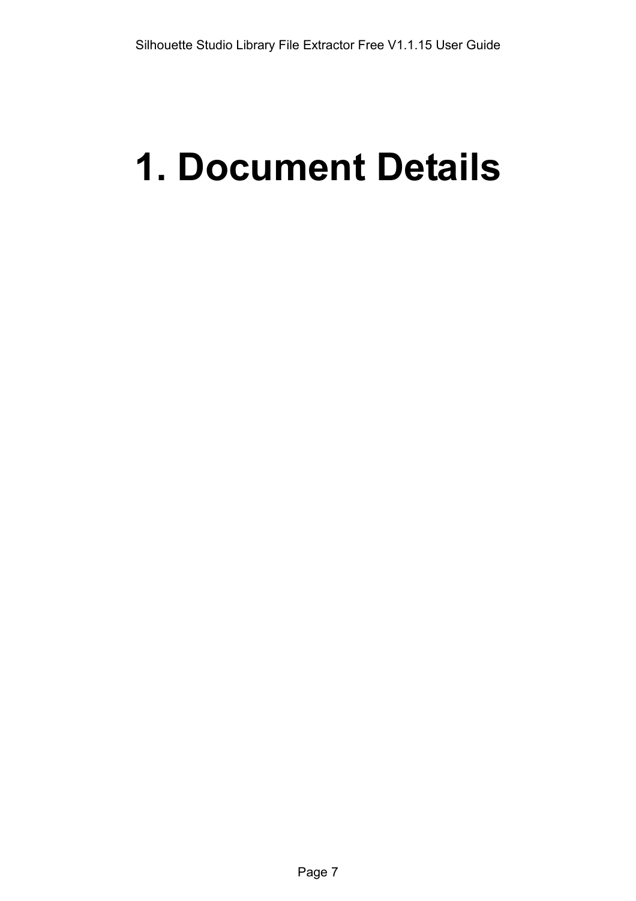# 1. Document Details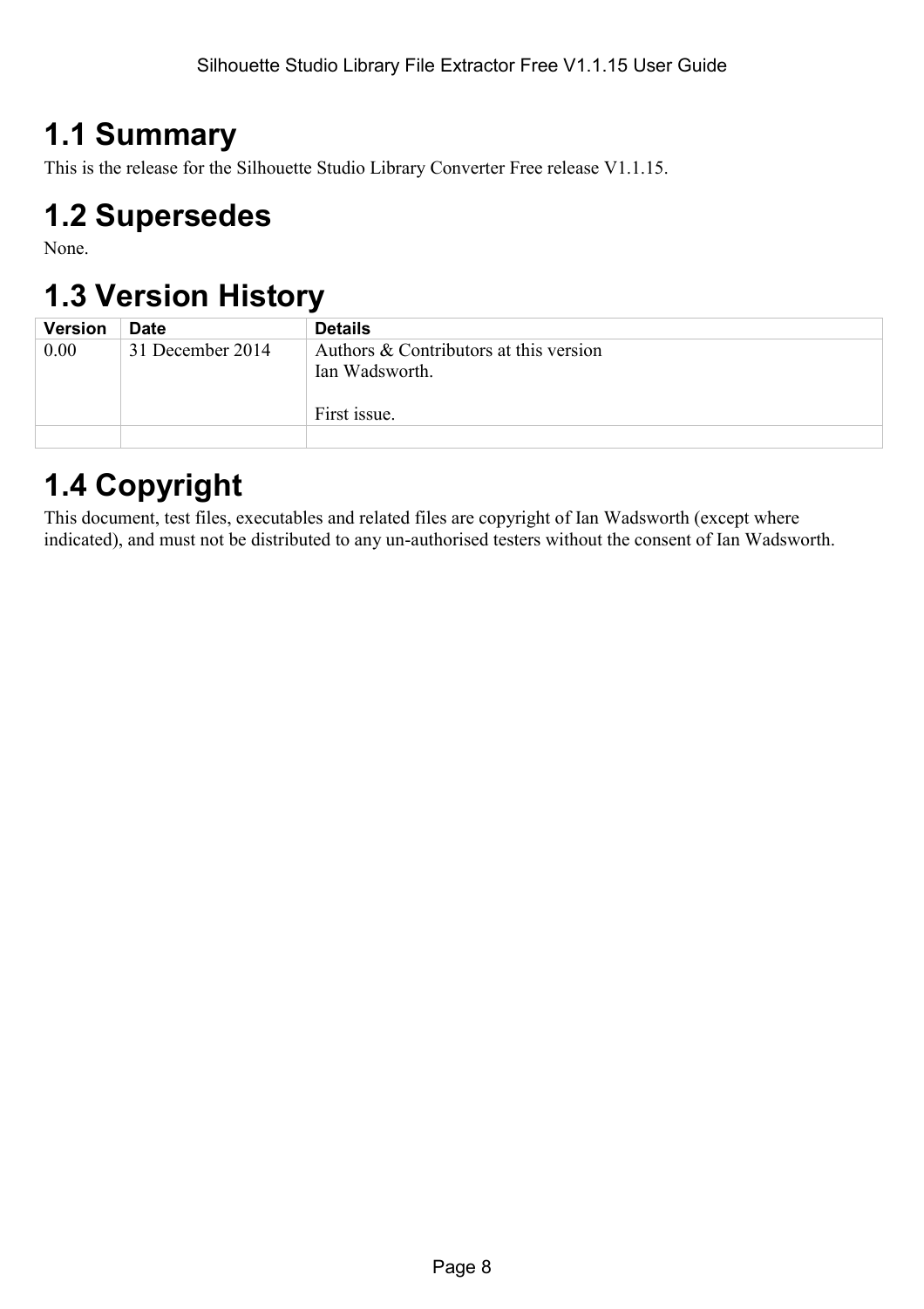# 1.1 Summary

This is the release for the Silhouette Studio Library Converter Free release V1.1.15.

# 1.2 Supersedes

None.

# 1.3 Version History

| Version | Date | Details |
|---|---|---|
| 0.00 | 31 December 2014 | Authors & Contributors at this version<br>Ian Wadsworth.<br><br>First issue. |
| | | |

# 1.4 Copyright

This document, test files, executables and related files are copyright of Ian Wadsworth (except where indicated), and must not be distributed to any un-authorised testers without the consent of Ian Wadsworth.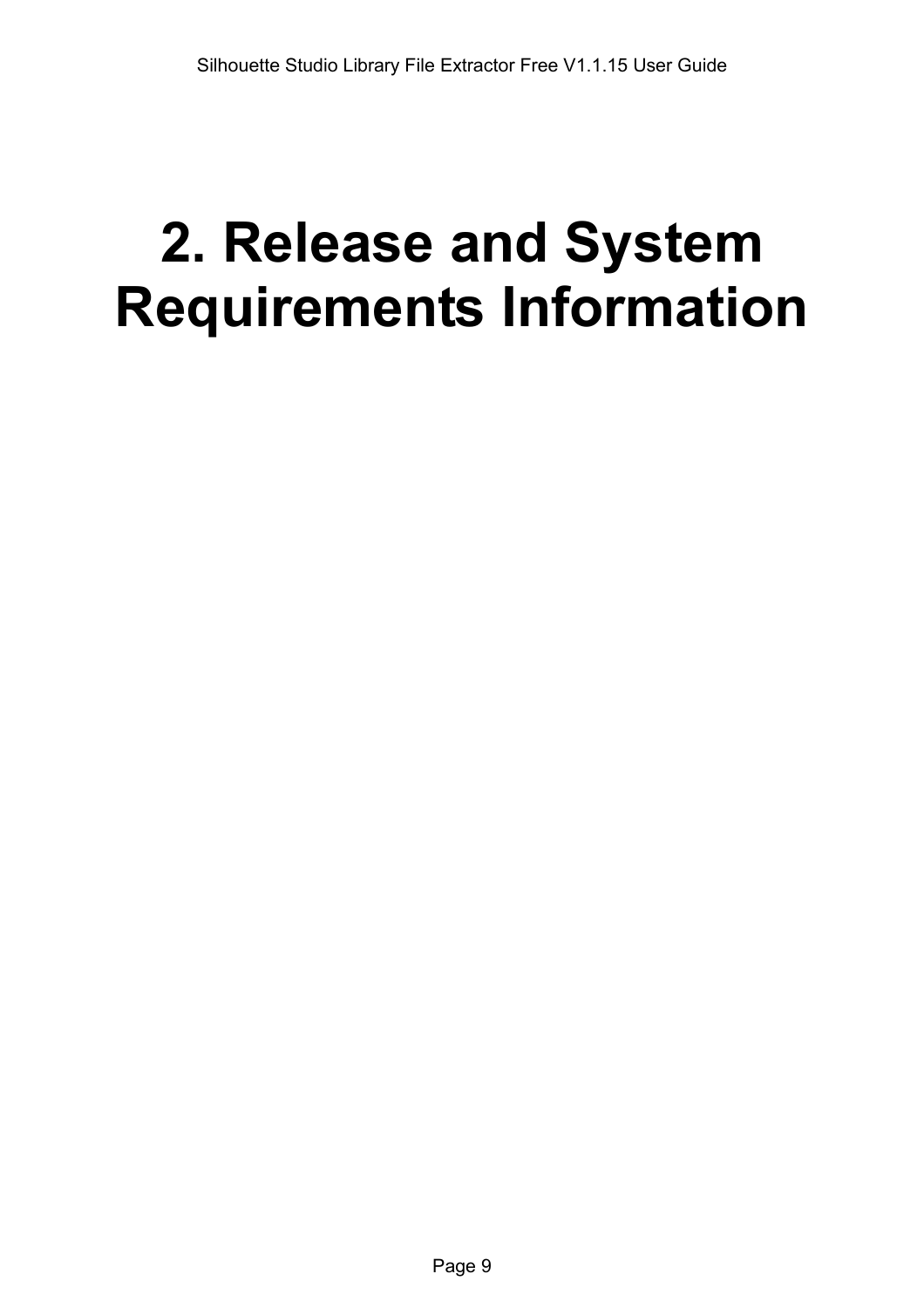# 2. Release and System Requirements Information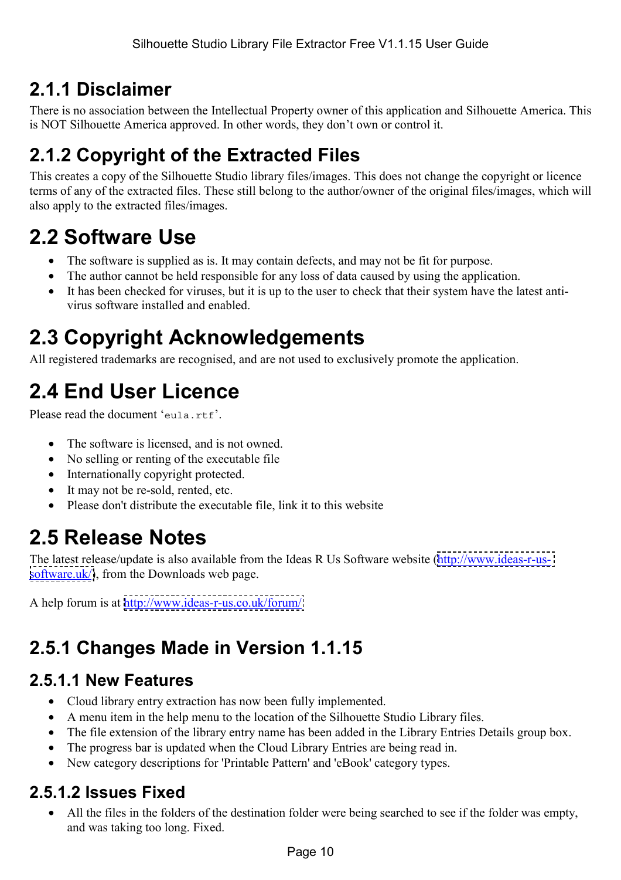### 2.1.1 Disclaimer

There is no association between the Intellectual Property owner of this application and Silhouette America. This is NOT Silhouette America approved. In other words, they don't own or control it.

### 2.1.2 Copyright of the Extracted Files

This creates a copy of the Silhouette Studio library files/images. This does not change the copyright or licence terms of any of the extracted files. These still belong to the author/owner of the original files/images, which will also apply to the extracted files/images.

## 2.2 Software Use

- The software is supplied as is. It may contain defects, and may not be fit for purpose.
- The author cannot be held responsible for any loss of data caused by using the application.
- It has been checked for viruses, but it is up to the user to check that their system have the latest anti-virus software installed and enabled.

## 2.3 Copyright Acknowledgements

All registered trademarks are recognised, and are not used to exclusively promote the application.

## 2.4 End User Licence

Please read the document '`eula.rtf`'.

- The software is licensed, and is not owned.
- No selling or renting of the executable file
- Internationally copyright protected.
- It may not be re-sold, rented, etc.
- Please don't distribute the executable file, link it to this website

## 2.5 Release Notes

The latest release/update is also available from the Ideas R Us Software website (http://www.ideas-r-us-software.uk/), from the Downloads web page.

A help forum is at http://www.ideas-r-us.co.uk/forum/

### 2.5.1 Changes Made in Version 1.1.15

#### 2.5.1.1 New Features

- Cloud library entry extraction has now been fully implemented.
- A menu item in the help menu to the location of the Silhouette Studio Library files.
- The file extension of the library entry name has been added in the Library Entries Details group box.
- The progress bar is updated when the Cloud Library Entries are being read in.
- New category descriptions for 'Printable Pattern' and 'eBook' category types.

#### 2.5.1.2 Issues Fixed

- All the files in the folders of the destination folder were being searched to see if the folder was empty, and was taking too long. Fixed.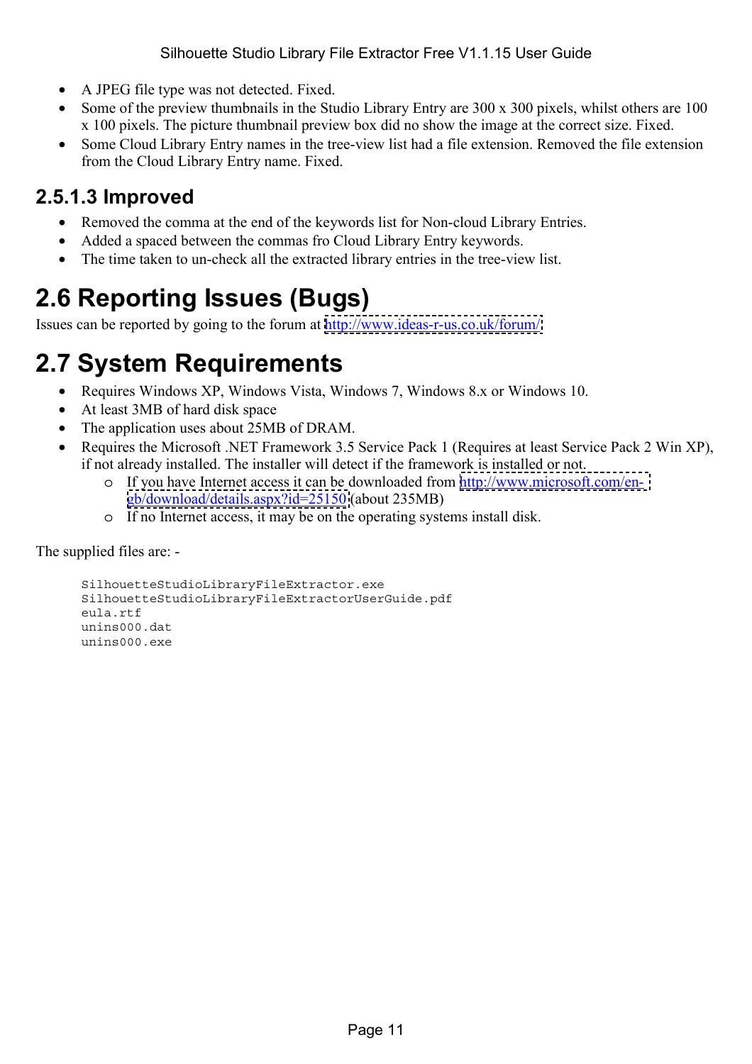- A JPEG file type was not detected. Fixed.
- Some of the preview thumbnails in the Studio Library Entry are 300 x 300 pixels, whilst others are 100 x 100 pixels. The picture thumbnail preview box did no show the image at the correct size. Fixed.
- Some Cloud Library Entry names in the tree-view list had a file extension. Removed the file extension from the Cloud Library Entry name. Fixed.

### 2.5.1.3 Improved

- Removed the comma at the end of the keywords list for Non-cloud Library Entries.
- Added a spaced between the commas fro Cloud Library Entry keywords.
- The time taken to un-check all the extracted library entries in the tree-view list.

## 2.6 Reporting Issues (Bugs)

Issues can be reported by going to the forum at http://www.ideas-r-us.co.uk/forum/

## 2.7 System Requirements

- Requires Windows XP, Windows Vista, Windows 7, Windows 8.x or Windows 10.
- At least 3MB of hard disk space
- The application uses about 25MB of DRAM.
- Requires the Microsoft .NET Framework 3.5 Service Pack 1 (Requires at least Service Pack 2 Win XP), if not already installed. The installer will detect if the framework is installed or not.
  - If you have Internet access it can be downloaded from http://www.microsoft.com/en-gb/download/details.aspx?id=25150 (about 235MB)
  - If no Internet access, it may be on the operating systems install disk.

The supplied files are: -

```
SilhouetteStudioLibraryFileExtractor.exe
SilhouetteStudioLibraryFileExtractorUserGuide.pdf
eula.rtf
unins000.dat
unins000.exe
```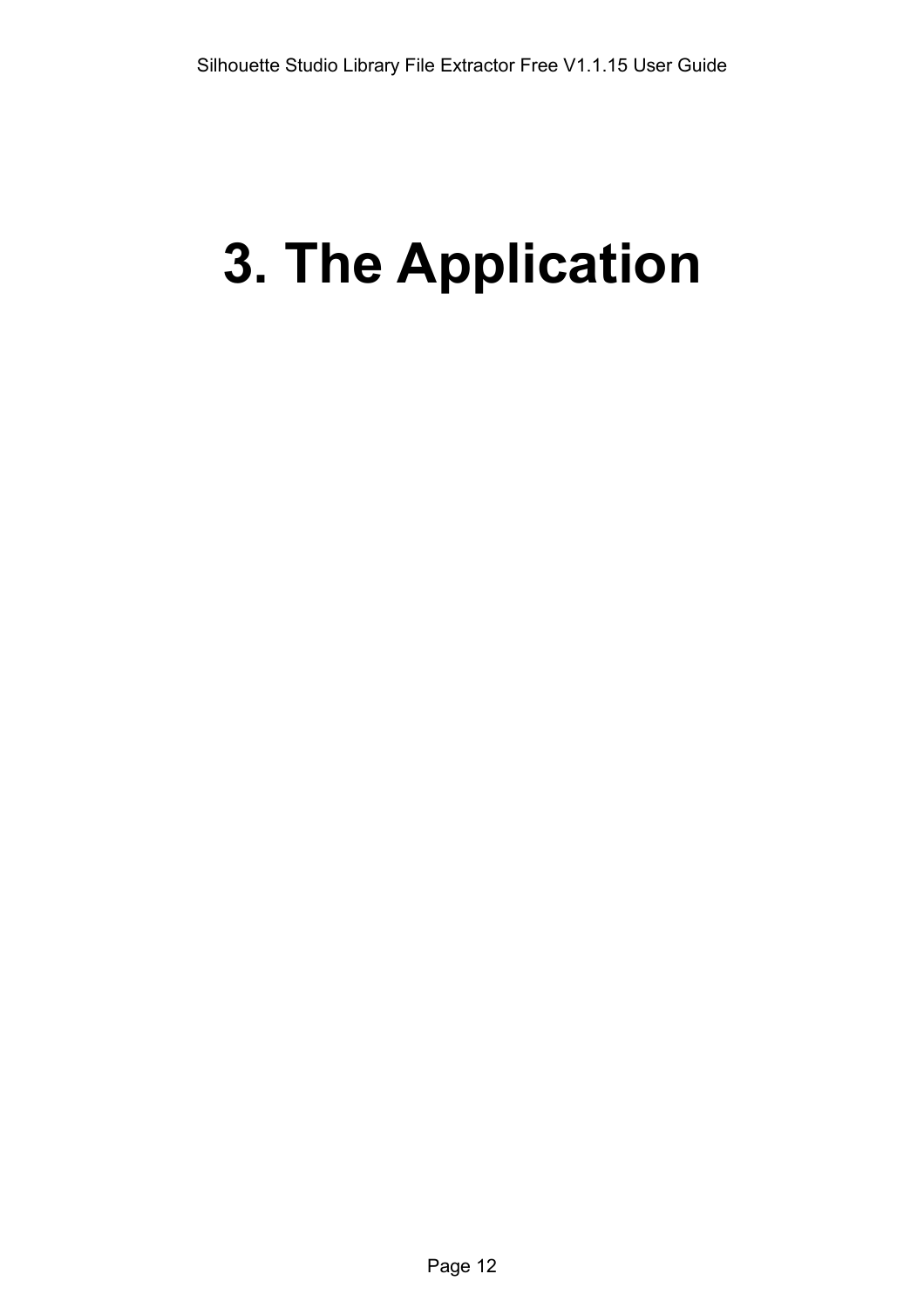# 3. The Application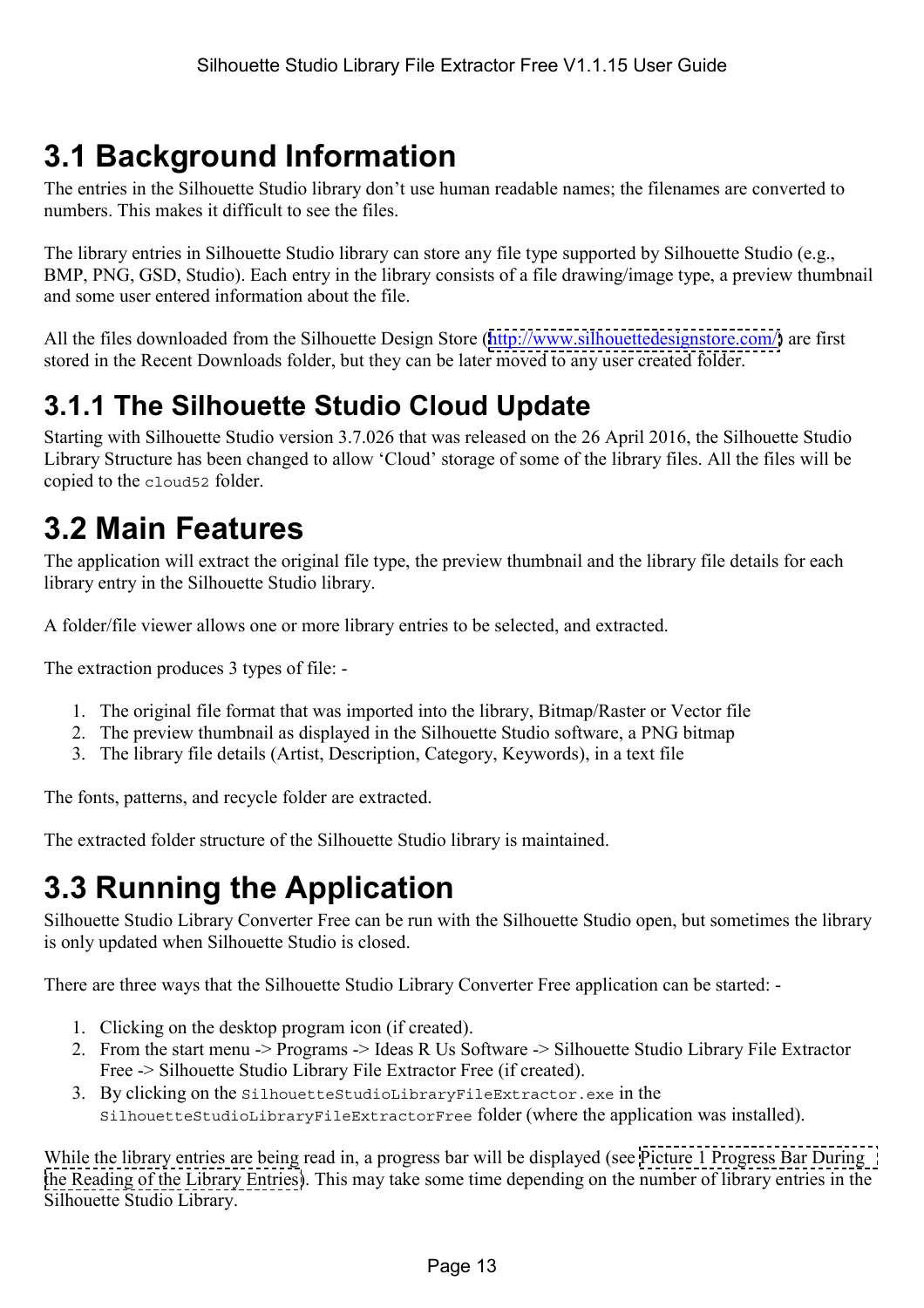# 3.1 Background Information

The entries in the Silhouette Studio library don't use human readable names; the filenames are converted to numbers. This makes it difficult to see the files.

The library entries in Silhouette Studio library can store any file type supported by Silhouette Studio (e.g., BMP, PNG, GSD, Studio). Each entry in the library consists of a file drawing/image type, a preview thumbnail and some user entered information about the file.

All the files downloaded from the Silhouette Design Store (http://www.silhouettedesignstore.com/) are first stored in the Recent Downloads folder, but they can be later moved to any user created folder.

## 3.1.1 The Silhouette Studio Cloud Update

Starting with Silhouette Studio version 3.7.026 that was released on the 26 April 2016, the Silhouette Studio Library Structure has been changed to allow 'Cloud' storage of some of the library files. All the files will be copied to the `cloud52` folder.

# 3.2 Main Features

The application will extract the original file type, the preview thumbnail and the library file details for each library entry in the Silhouette Studio library.

A folder/file viewer allows one or more library entries to be selected, and extracted.

The extraction produces 3 types of file: -

1. The original file format that was imported into the library, Bitmap/Raster or Vector file
2. The preview thumbnail as displayed in the Silhouette Studio software, a PNG bitmap
3. The library file details (Artist, Description, Category, Keywords), in a text file

The fonts, patterns, and recycle folder are extracted.

The extracted folder structure of the Silhouette Studio library is maintained.

# 3.3 Running the Application

Silhouette Studio Library Converter Free can be run with the Silhouette Studio open, but sometimes the library is only updated when Silhouette Studio is closed.

There are three ways that the Silhouette Studio Library Converter Free application can be started: -

1. Clicking on the desktop program icon (if created).
2. From the start menu -> Programs -> Ideas R Us Software -> Silhouette Studio Library File Extractor Free -> Silhouette Studio Library File Extractor Free (if created).
3. By clicking on the `SilhouetteStudioLibraryFileExtractor.exe` in the `SilhouetteStudioLibraryFileExtractorFree` folder (where the application was installed).

While the library entries are being read in, a progress bar will be displayed (see Picture 1 Progress Bar During the Reading of the Library Entries). This may take some time depending on the number of library entries in the Silhouette Studio Library.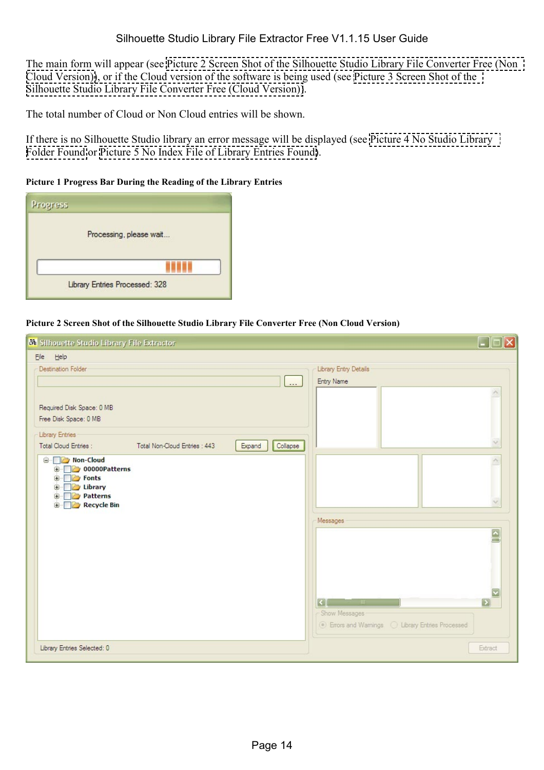The main form will appear (see Picture 2 Screen Shot of the Silhouette Studio Library File Converter Free (Non Cloud Version)), or if the Cloud version of the software is being used (see Picture 3 Screen Shot of the Silhouette Studio Library File Converter Free (Cloud Version)).

The total number of Cloud or Non Cloud entries will be shown.

If there is no Silhouette Studio library an error message will be displayed (see Picture 4 No Studio Library Folder Found or Picture 5 No Index File of Library Entries Found).

**Picture 1 Progress Bar During the Reading of the Library Entries**

**Picture 2 Screen Shot of the Silhouette Studio Library File Converter Free (Non Cloud Version)**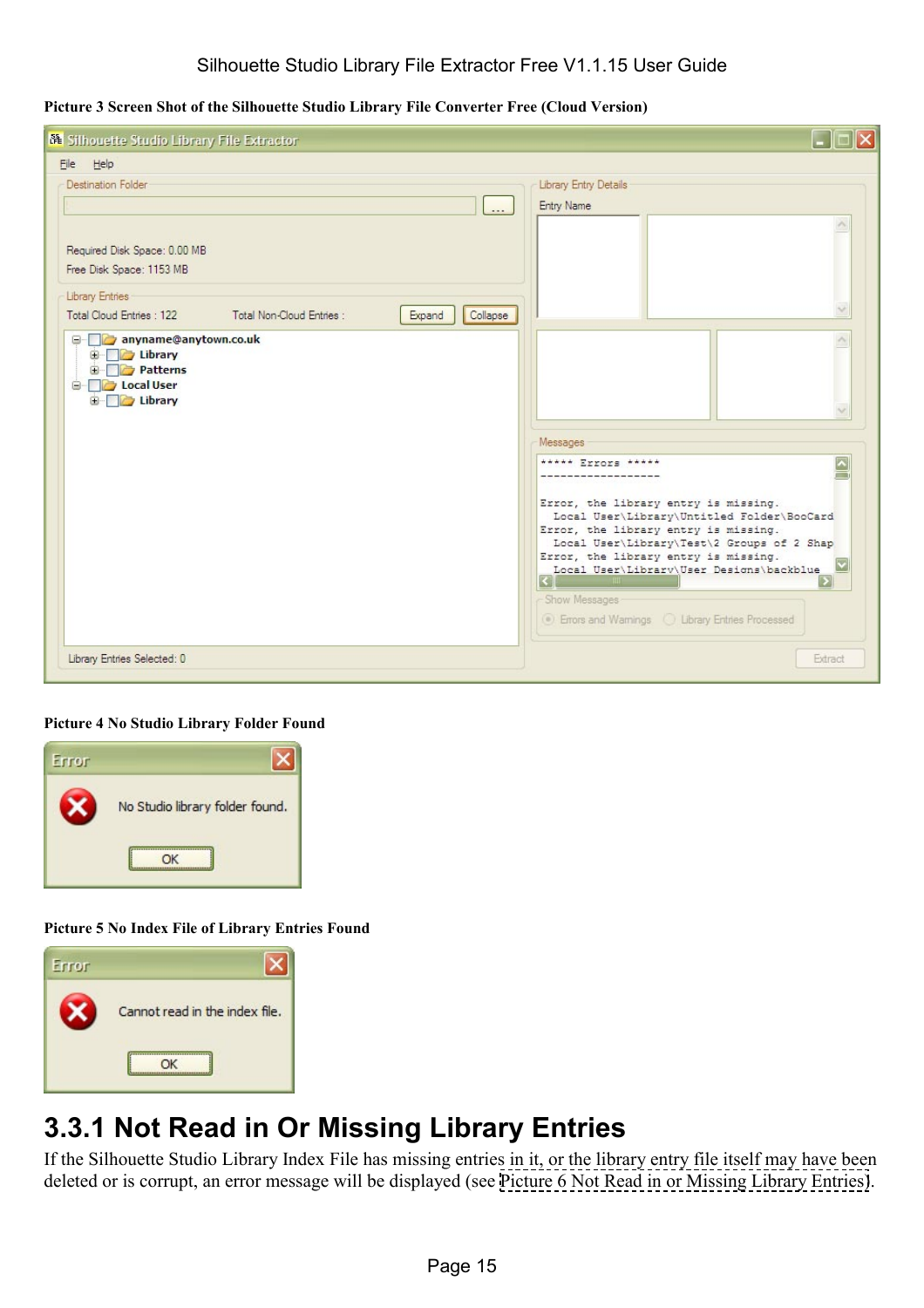**Picture 3 Screen Shot of the Silhouette Studio Library File Converter Free (Cloud Version)**

**Picture 4 No Studio Library Folder Found**

**Picture 5 No Index File of Library Entries Found**

## 3.3.1 Not Read in Or Missing Library Entries

If the Silhouette Studio Library Index File has missing entries in it, or the library entry file itself may have been deleted or is corrupt, an error message will be displayed (see Picture 6 Not Read in or Missing Library Entries).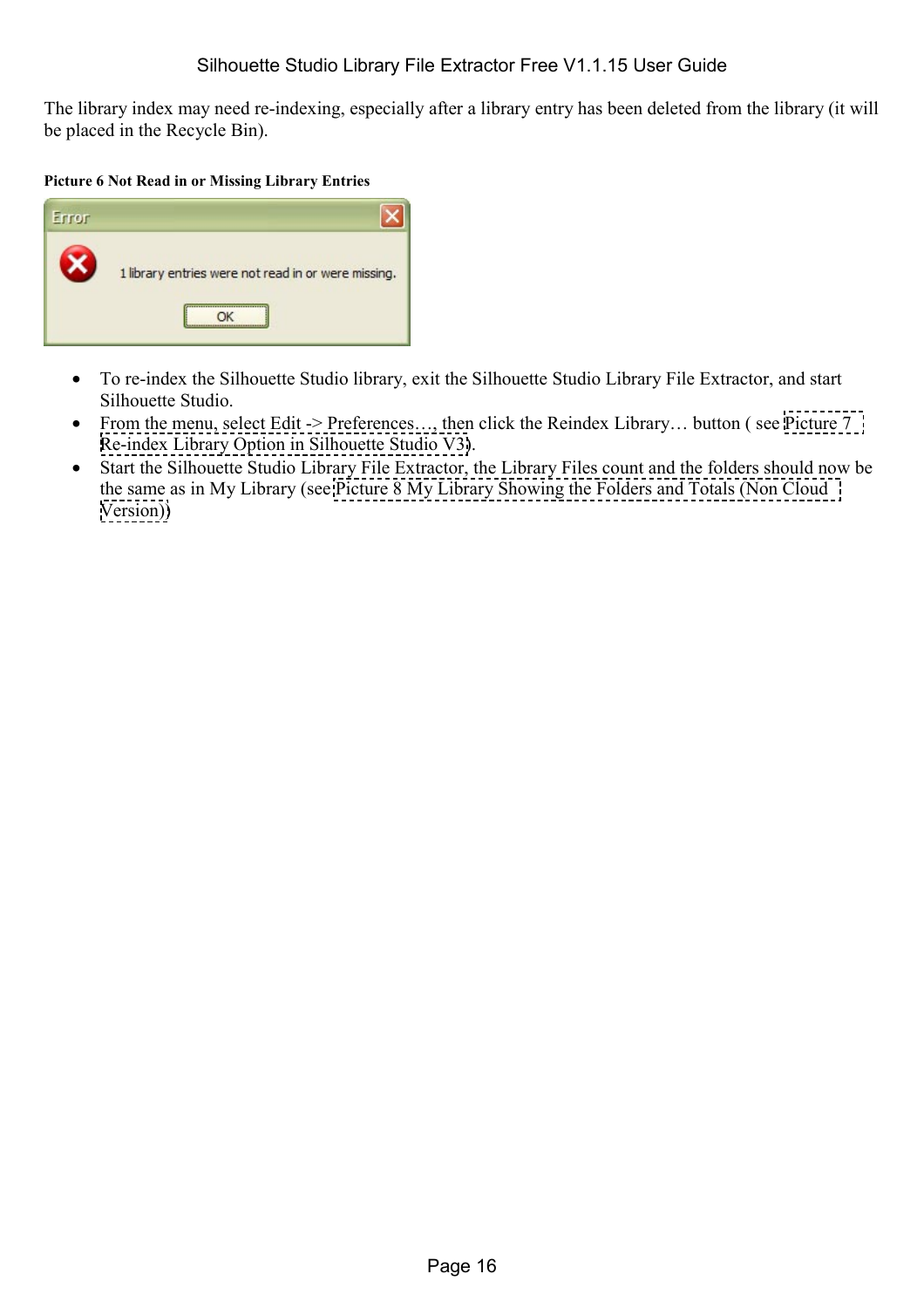The library index may need re-indexing, especially after a library entry has been deleted from the library (it will be placed in the Recycle Bin).

**Picture 6 Not Read in or Missing Library Entries**

- To re-index the Silhouette Studio library, exit the Silhouette Studio Library File Extractor, and start Silhouette Studio.
- From the menu, select Edit -> Preferences…, then click the Reindex Library… button ( see Picture 7 Re-index Library Option in Silhouette Studio V3).
- Start the Silhouette Studio Library File Extractor, the Library Files count and the folders should now be the same as in My Library (see Picture 8 My Library Showing the Folders and Totals (Non Cloud Version))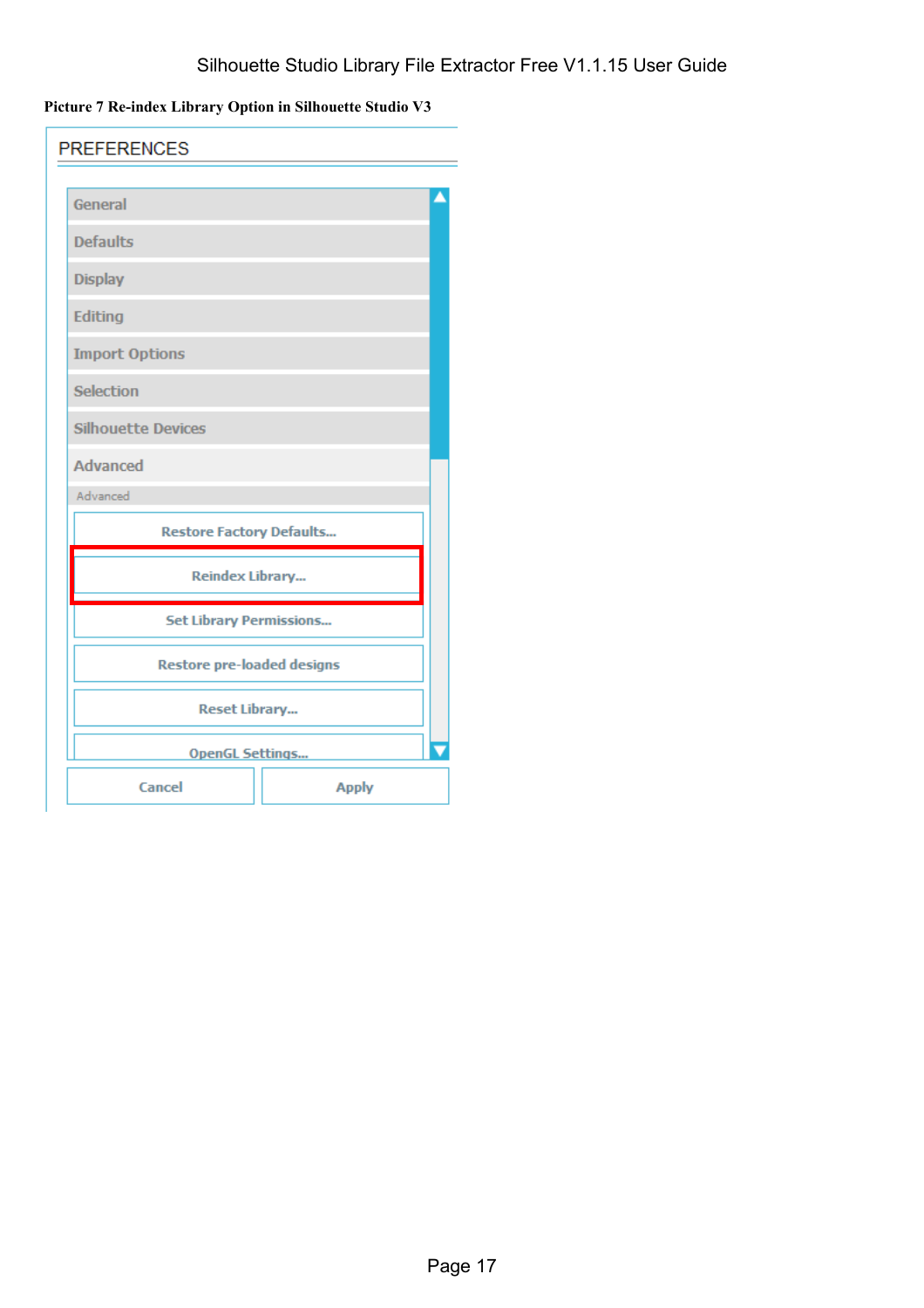**Picture 7 Re-index Library Option in Silhouette Studio V3**

PREFERENCES

- General
- Defaults
- Display
- Editing
- Import Options
- Selection
- Silhouette Devices
- Advanced

Advanced

- Restore Factory Defaults...
- Reindex Library...
- Set Library Permissions...
- Restore pre-loaded designs
- Reset Library...
- OpenGL Settings...

Cancel | Apply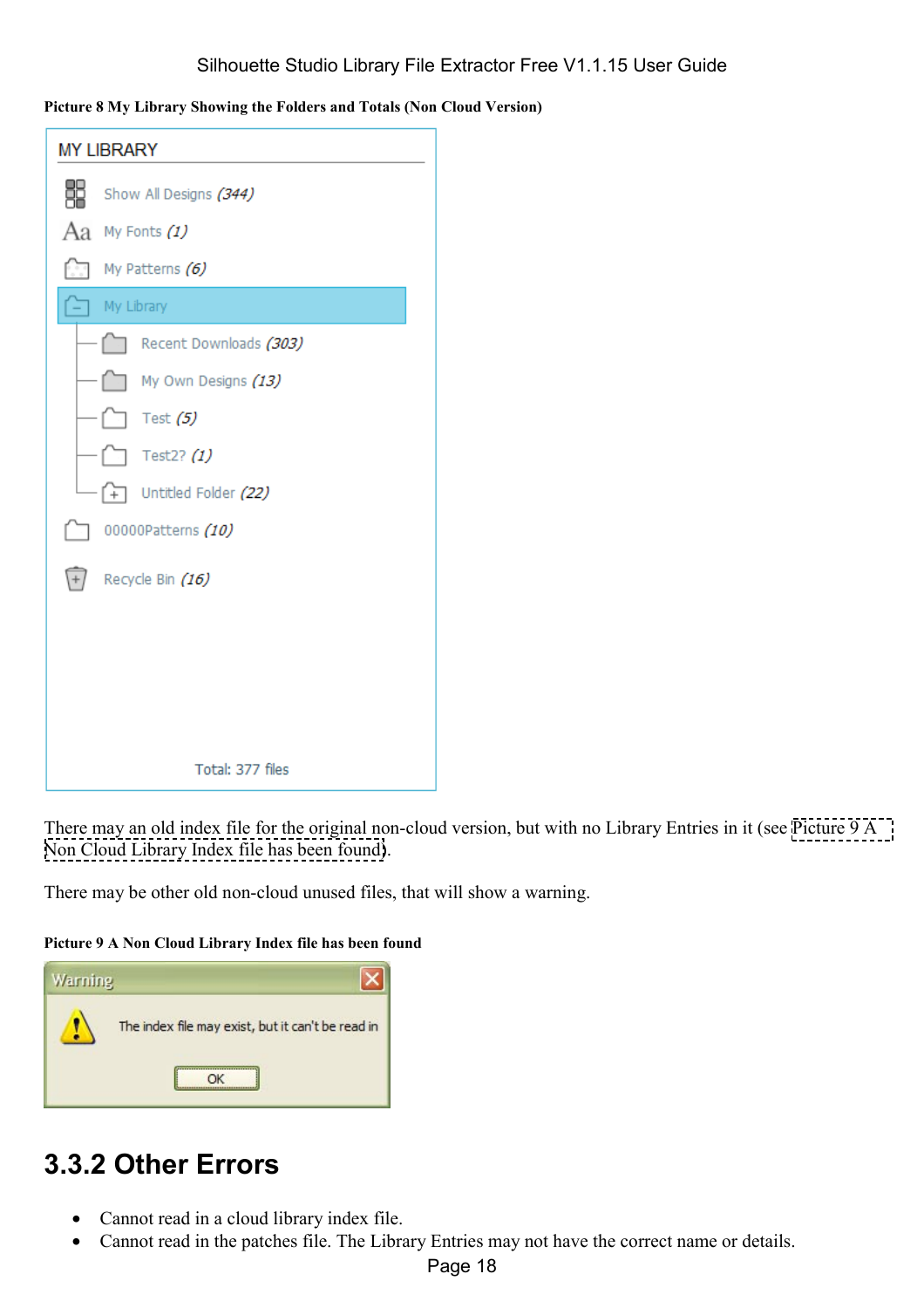**Picture 8 My Library Showing the Folders and Totals (Non Cloud Version)**

There may an old index file for the original non-cloud version, but with no Library Entries in it (see Picture 9 A Non Cloud Library Index file has been found).

There may be other old non-cloud unused files, that will show a warning.

**Picture 9 A Non Cloud Library Index file has been found**

## 3.3.2 Other Errors

- Cannot read in a cloud library index file.
- Cannot read in the patches file. The Library Entries may not have the correct name or details.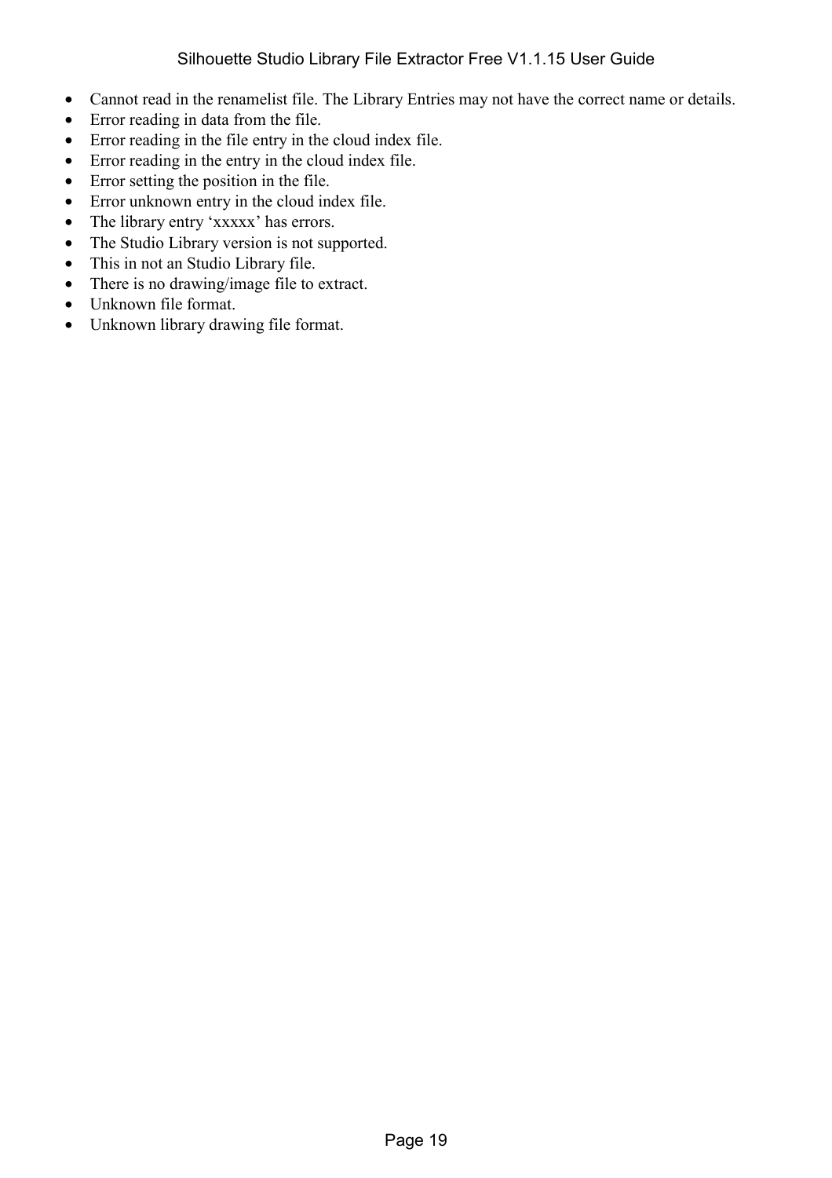- Cannot read in the renamelist file. The Library Entries may not have the correct name or details.
- Error reading in data from the file.
- Error reading in the file entry in the cloud index file.
- Error reading in the entry in the cloud index file.
- Error setting the position in the file.
- Error unknown entry in the cloud index file.
- The library entry 'xxxxx' has errors.
- The Studio Library version is not supported.
- This in not an Studio Library file.
- There is no drawing/image file to extract.
- Unknown file format.
- Unknown library drawing file format.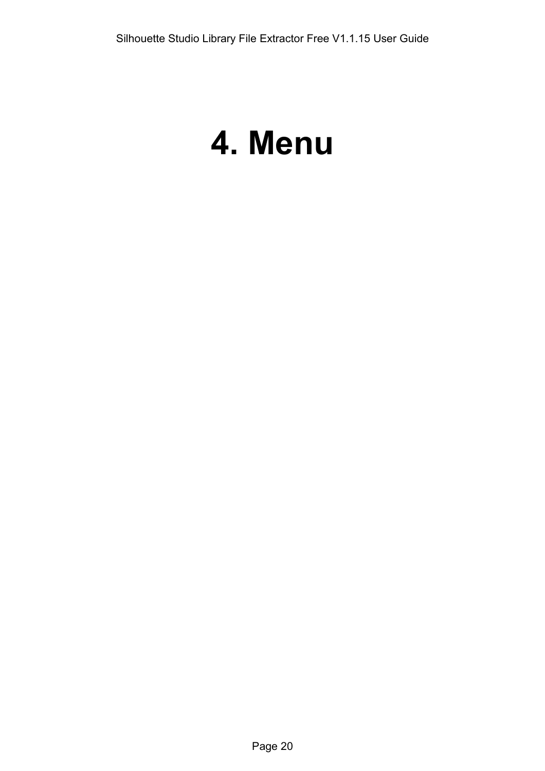# 4. Menu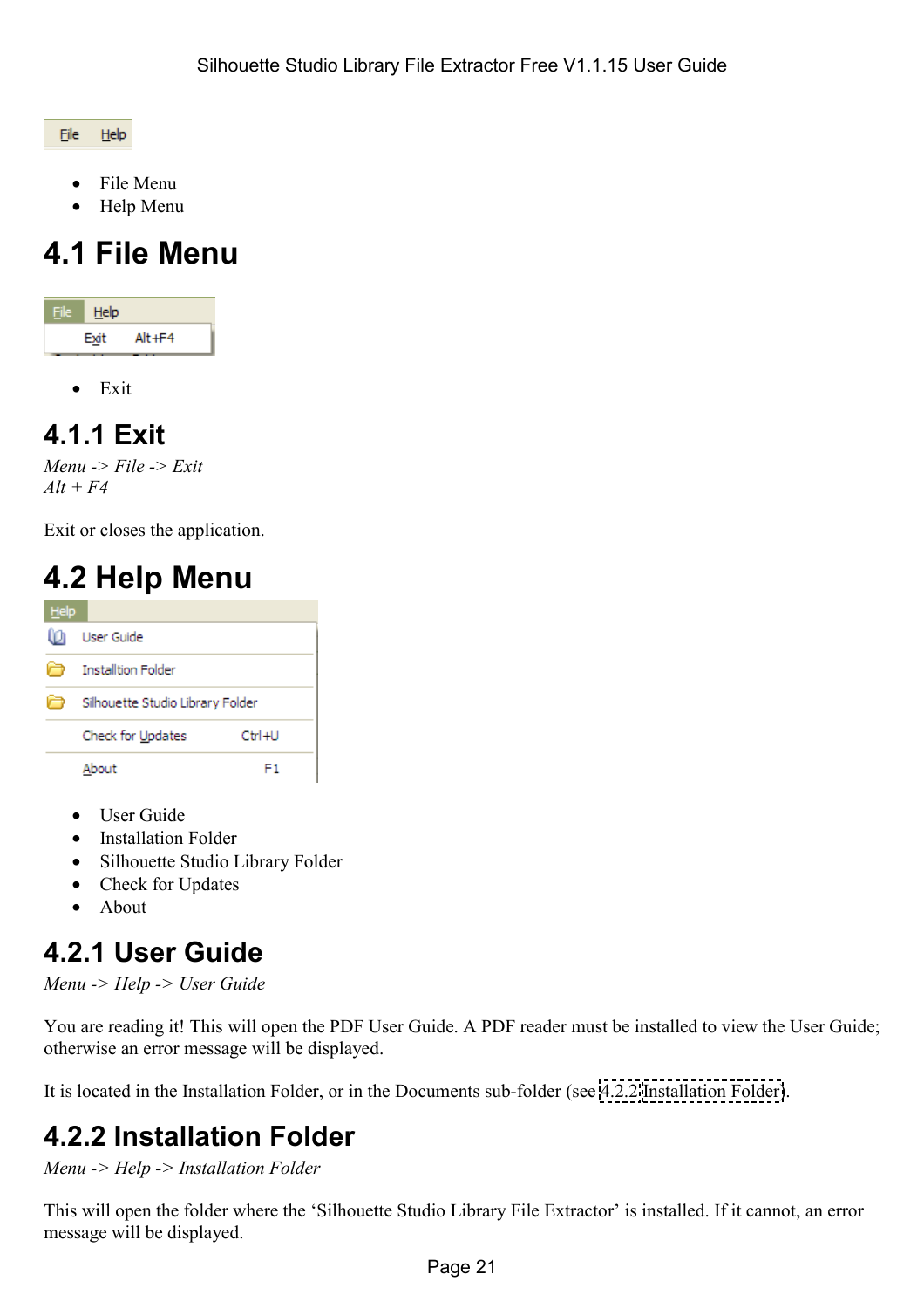- File Menu
- Help Menu

# 4.1 File Menu

- Exit

## 4.1.1 Exit

*Menu -> File -> Exit*
*Alt + F4*

Exit or closes the application.

# 4.2 Help Menu

- User Guide
- Installation Folder
- Silhouette Studio Library Folder
- Check for Updates
- About

## 4.2.1 User Guide

*Menu -> Help -> User Guide*

You are reading it! This will open the PDF User Guide. A PDF reader must be installed to view the User Guide; otherwise an error message will be displayed.

It is located in the Installation Folder, or in the Documents sub-folder (see 4.2.2 Installation Folder).

## 4.2.2 Installation Folder

*Menu -> Help -> Installation Folder*

This will open the folder where the 'Silhouette Studio Library File Extractor' is installed. If it cannot, an error message will be displayed.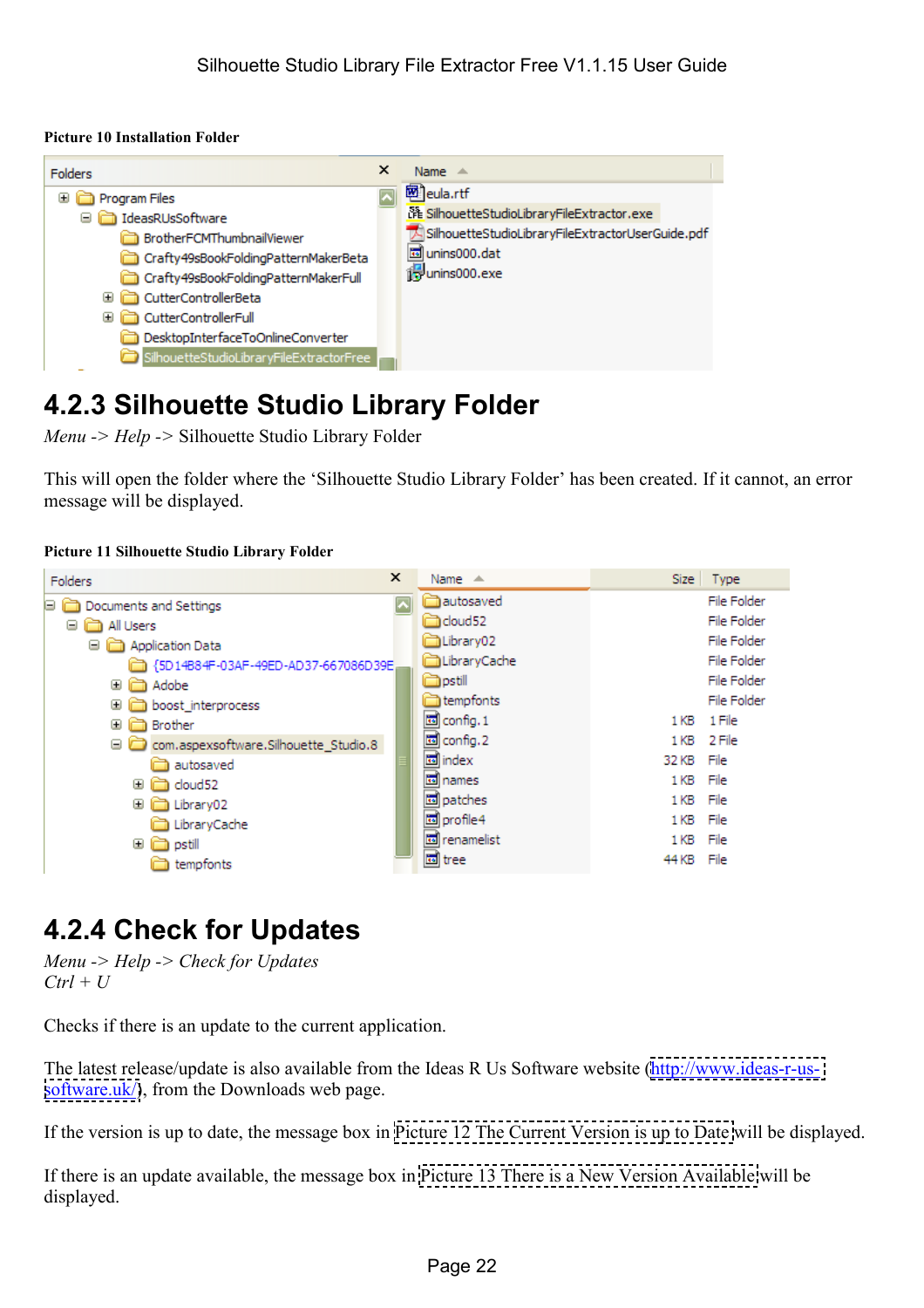**Picture 10 Installation Folder**

## 4.2.3 Silhouette Studio Library Folder

*Menu* -> *Help* -> Silhouette Studio Library Folder

This will open the folder where the 'Silhouette Studio Library Folder' has been created. If it cannot, an error message will be displayed.

**Picture 11 Silhouette Studio Library Folder**

## 4.2.4 Check for Updates

*Menu* -> *Help* -> *Check for Updates*
*Ctrl + U*

Checks if there is an update to the current application.

The latest release/update is also available from the Ideas R Us Software website (http://www.ideas-r-us-software.uk/), from the Downloads web page.

If the version is up to date, the message box in Picture 12 The Current Version is up to Date will be displayed.

If there is an update available, the message box in Picture 13 There is a New Version Available will be displayed.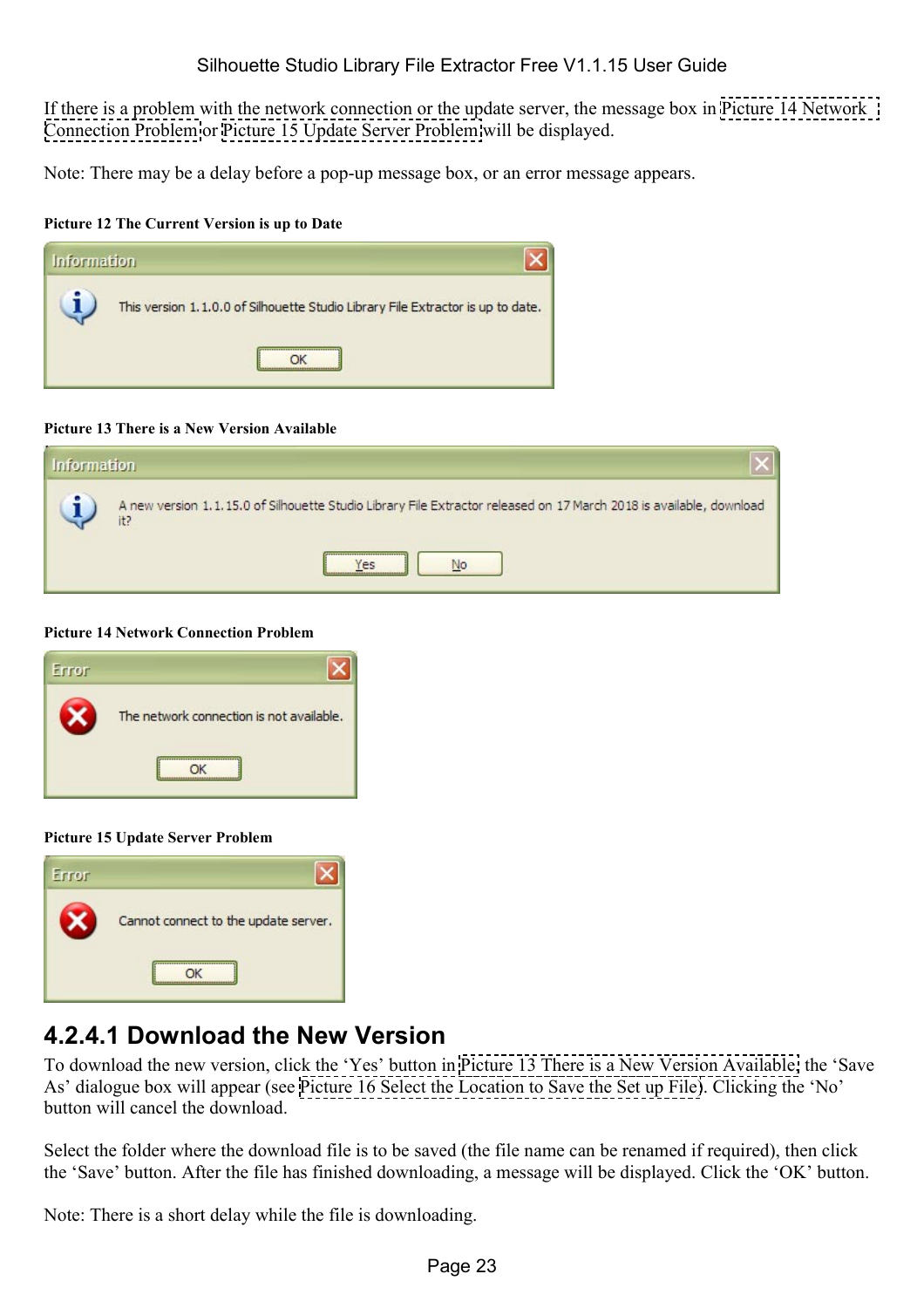If there is a problem with the network connection or the update server, the message box in Picture 14 Network Connection Problem or Picture 15 Update Server Problem will be displayed.

Note: There may be a delay before a pop-up message box, or an error message appears.

**Picture 12 The Current Version is up to Date**

**Picture 13 There is a New Version Available**

**Picture 14 Network Connection Problem**

**Picture 15 Update Server Problem**

### 4.2.4.1 Download the New Version

To download the new version, click the 'Yes' button in Picture 13 There is a New Version Available, the 'Save As' dialogue box will appear (see Picture 16 Select the Location to Save the Set up File). Clicking the 'No' button will cancel the download.

Select the folder where the download file is to be saved (the file name can be renamed if required), then click the 'Save' button. After the file has finished downloading, a message will be displayed. Click the 'OK' button.

Note: There is a short delay while the file is downloading.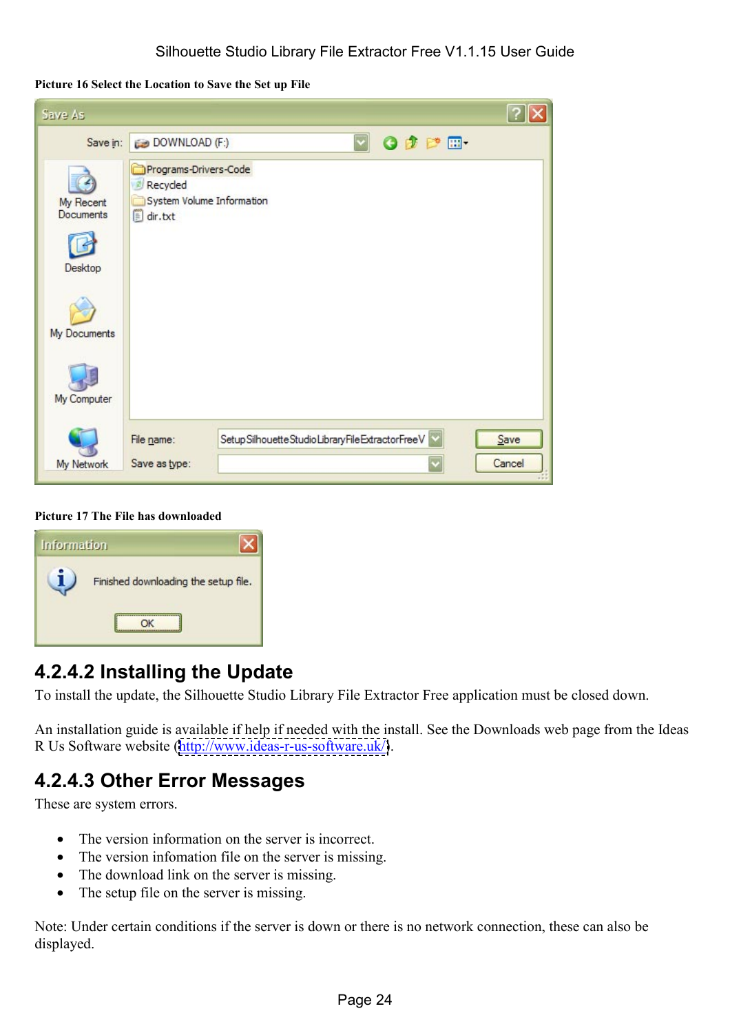**Picture 16 Select the Location to Save the Set up File**

**Picture 17 The File has downloaded**

### 4.2.4.2 Installing the Update

To install the update, the Silhouette Studio Library File Extractor Free application must be closed down.

An installation guide is available if help if needed with the install. See the Downloads web page from the Ideas R Us Software website (http://www.ideas-r-us-software.uk/).

### 4.2.4.3 Other Error Messages

These are system errors.

- The version information on the server is incorrect.
- The version infomation file on the server is missing.
- The download link on the server is missing.
- The setup file on the server is missing.

Note: Under certain conditions if the server is down or there is no network connection, these can also be displayed.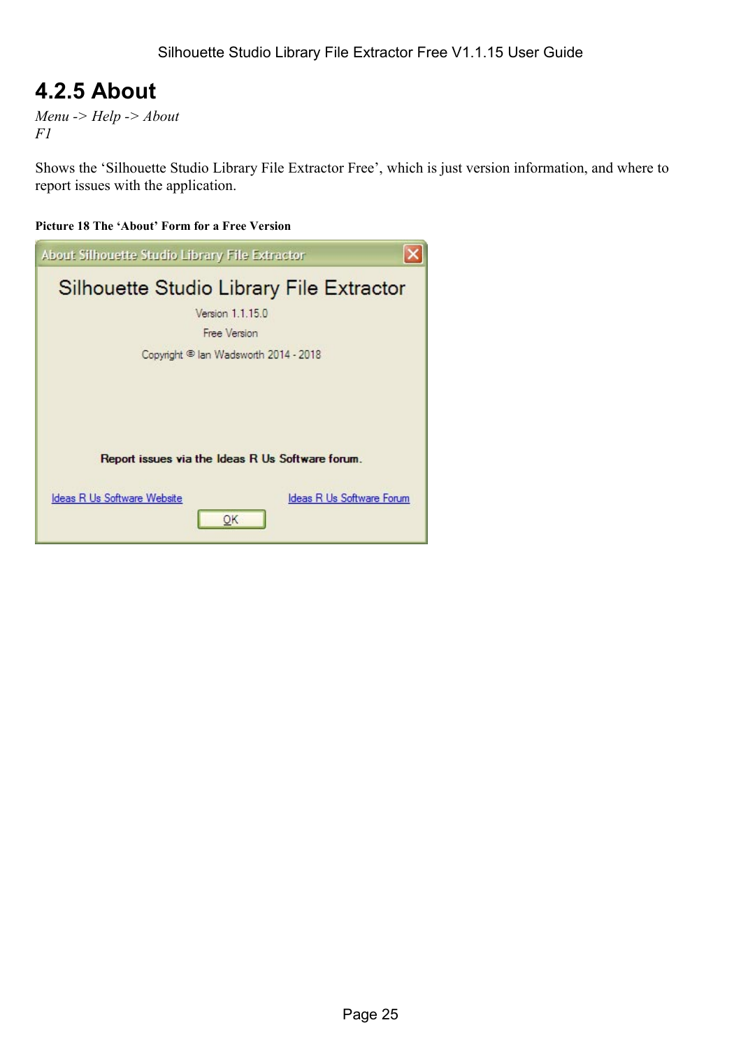## 4.2.5 About

*Menu -> Help -> About*
*F1*

Shows the 'Silhouette Studio Library File Extractor Free', which is just version information, and where to report issues with the application.

**Picture 18 The 'About' Form for a Free Version**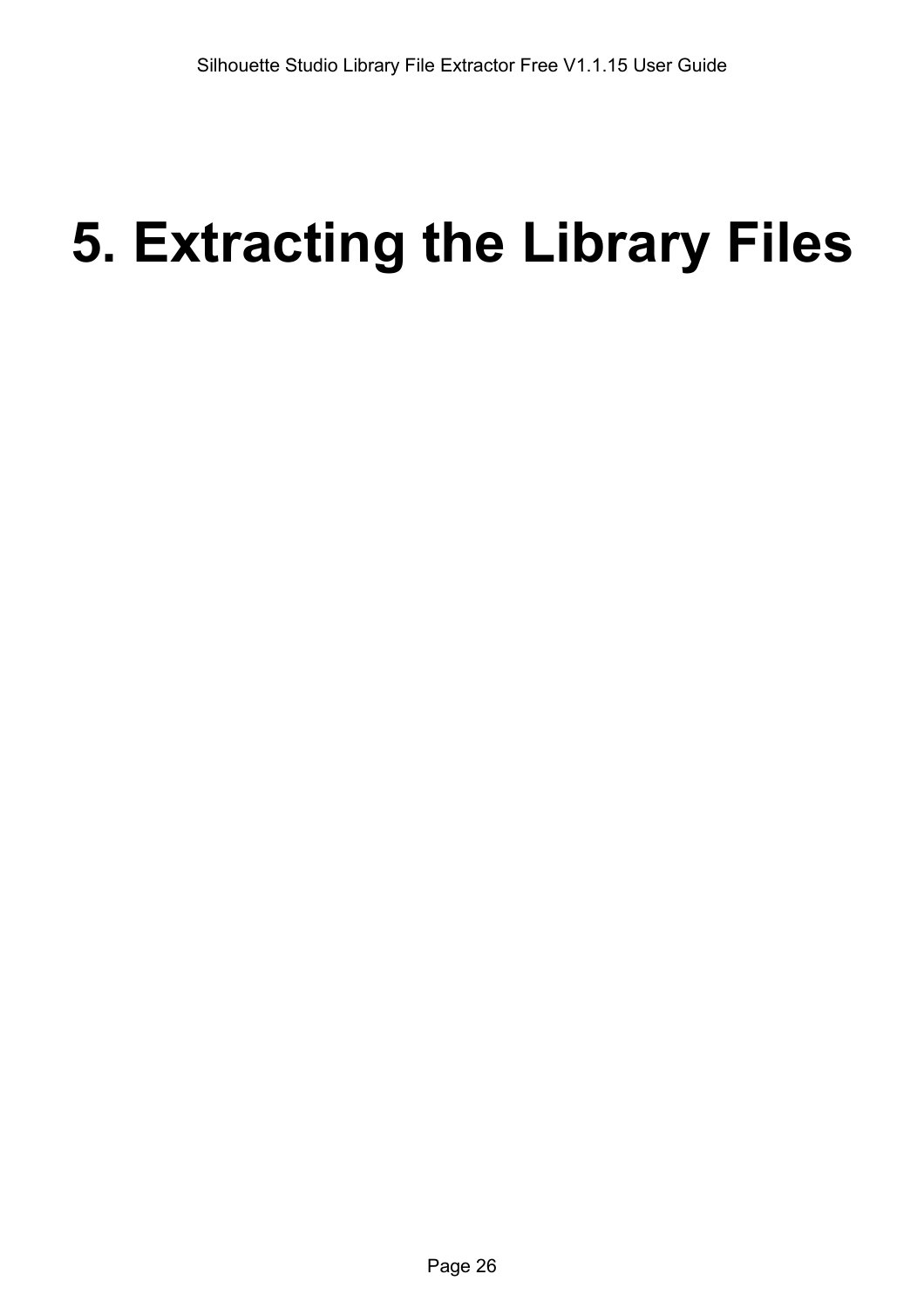# 5. Extracting the Library Files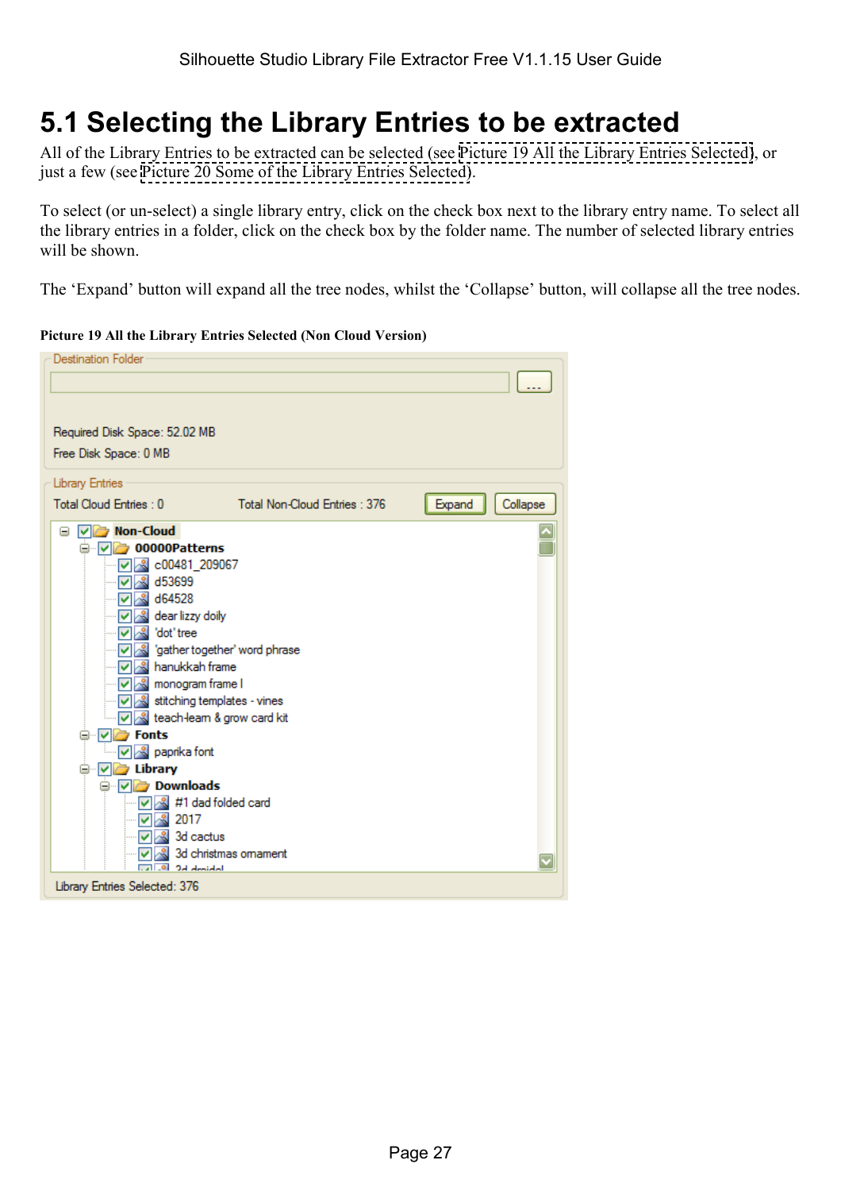# 5.1 Selecting the Library Entries to be extracted

All of the Library Entries to be extracted can be selected (see Picture 19 All the Library Entries Selected), or just a few (see Picture 20 Some of the Library Entries Selected).

To select (or un-select) a single library entry, click on the check box next to the library entry name. To select all the library entries in a folder, click on the check box by the folder name. The number of selected library entries will be shown.

The 'Expand' button will expand all the tree nodes, whilst the 'Collapse' button, will collapse all the tree nodes.

**Picture 19 All the Library Entries Selected (Non Cloud Version)**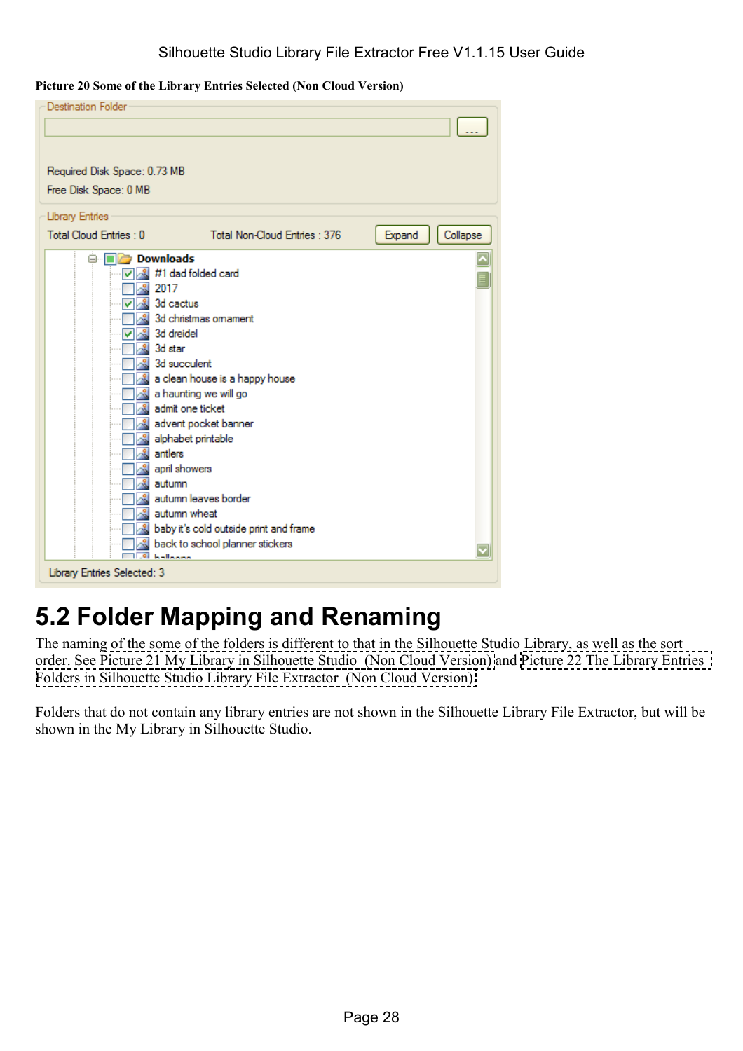**Picture 20 Some of the Library Entries Selected (Non Cloud Version)**

Destination Folder

Required Disk Space: 0.73 MB

Free Disk Space: 0 MB

Library Entries

Total Cloud Entries : 0    Total Non-Cloud Entries : 376    Expand    Collapse

- Downloads
  - [x] #1 dad folded card
  - [ ] 2017
  - [x] 3d cactus
  - [ ] 3d christmas ornament
  - [x] 3d dreidel
  - [ ] 3d star
  - [ ] 3d succulent
  - [ ] a clean house is a happy house
  - [ ] a haunting we will go
  - [ ] admit one ticket
  - [ ] advent pocket banner
  - [ ] alphabet printable
  - [ ] antlers
  - [ ] april showers
  - [ ] autumn
  - [ ] autumn leaves border
  - [ ] autumn wheat
  - [ ] baby it's cold outside print and frame
  - [ ] back to school planner stickers
  - [ ] balloons

Library Entries Selected: 3

## 5.2 Folder Mapping and Renaming

The naming of the some of the folders is different to that in the Silhouette Studio Library, as well as the sort order. See Picture 21 My Library in Silhouette Studio (Non Cloud Version) and Picture 22 The Library Entries Folders in Silhouette Studio Library File Extractor (Non Cloud Version).

Folders that do not contain any library entries are not shown in the Silhouette Library File Extractor, but will be shown in the My Library in Silhouette Studio.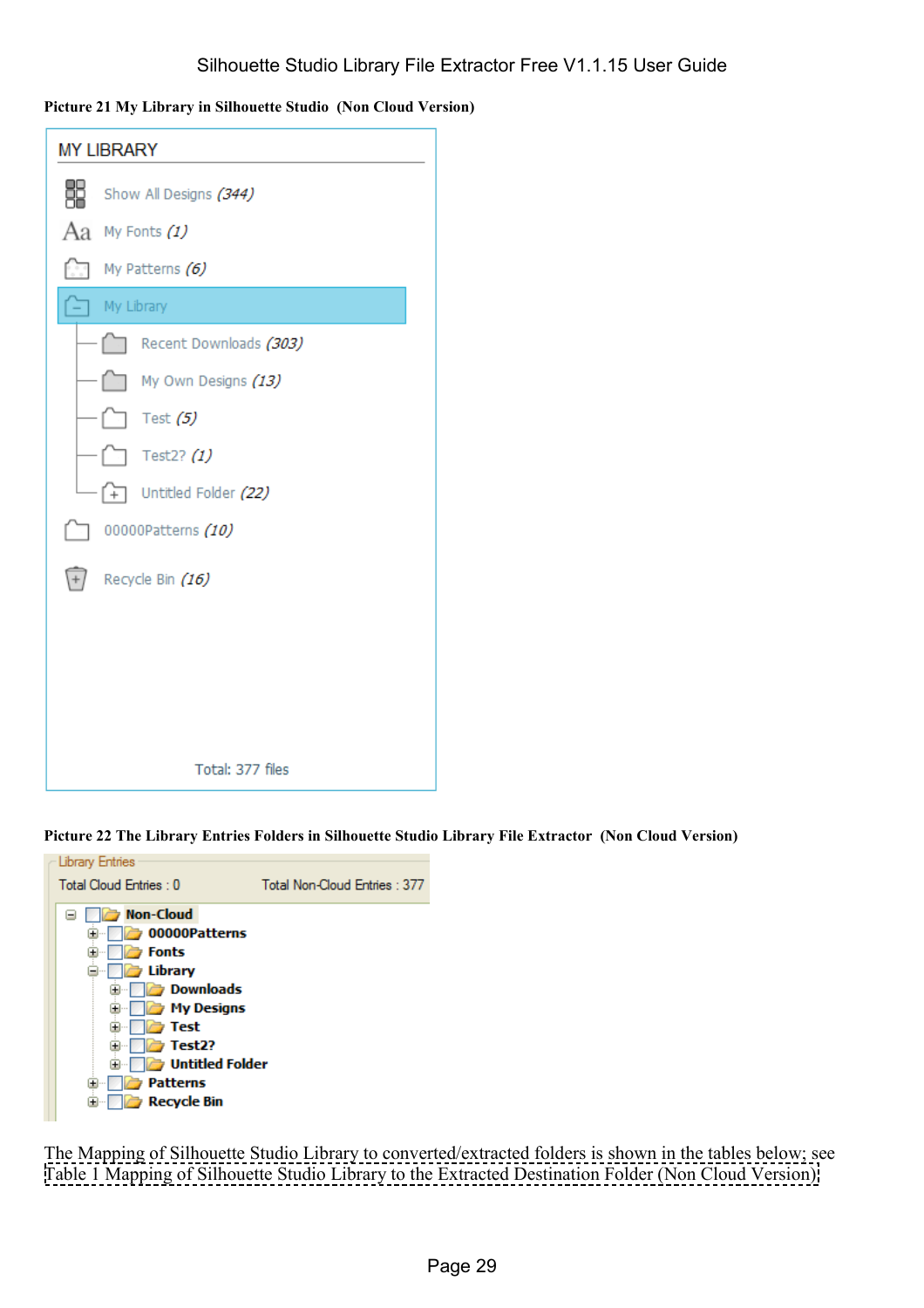**Picture 21 My Library in Silhouette Studio (Non Cloud Version)**

MY LIBRARY

- Show All Designs *(344)*
- My Fonts *(1)*
- My Patterns *(6)*
- My Library
  - Recent Downloads *(303)*
  - My Own Designs *(13)*
  - Test *(5)*
  - Test2? *(1)*
  - Untitled Folder *(22)*
- 00000Patterns *(10)*
- Recycle Bin *(16)*

Total: 377 files

**Picture 22 The Library Entries Folders in Silhouette Studio Library File Extractor (Non Cloud Version)**

Library Entries

Total Cloud Entries : 0 Total Non-Cloud Entries : 377

- **Non-Cloud**
  - **00000Patterns**
  - **Fonts**
  - **Library**
    - **Downloads**
    - **My Designs**
    - **Test**
    - **Test2?**
    - **Untitled Folder**
  - **Patterns**
  - **Recycle Bin**

The Mapping of Silhouette Studio Library to converted/extracted folders is shown in the tables below; see Table 1 Mapping of Silhouette Studio Library to the Extracted Destination Folder (Non Cloud Version).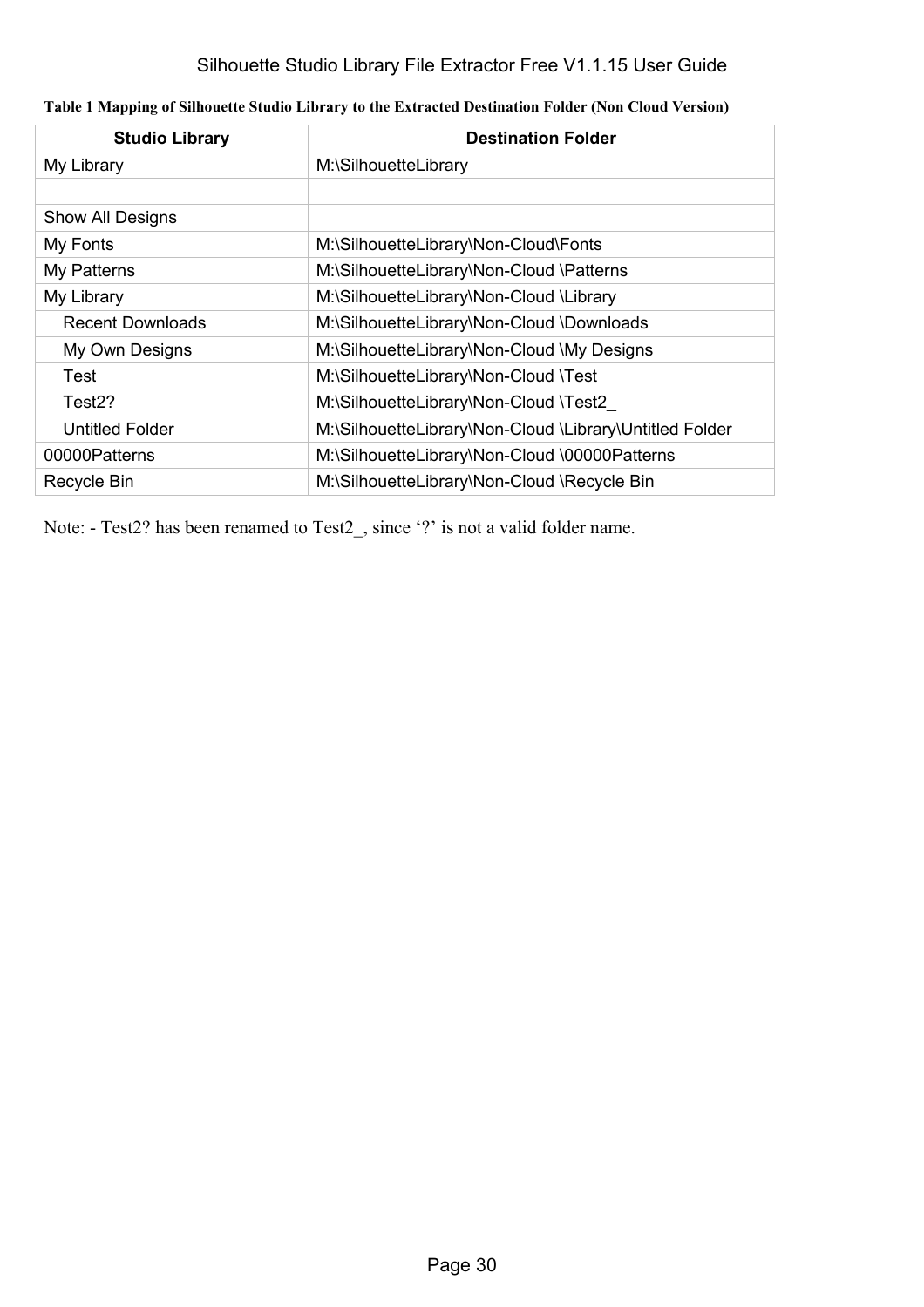**Table 1 Mapping of Silhouette Studio Library to the Extracted Destination Folder (Non Cloud Version)**

| Studio Library | Destination Folder |
|---|---|
| My Library | M:\SilhouetteLibrary |
| | |
| Show All Designs | |
| My Fonts | M:\SilhouetteLibrary\Non-Cloud\Fonts |
| My Patterns | M:\SilhouetteLibrary\Non-Cloud \Patterns |
| My Library | M:\SilhouetteLibrary\Non-Cloud \Library |
| Recent Downloads | M:\SilhouetteLibrary\Non-Cloud \Downloads |
| My Own Designs | M:\SilhouetteLibrary\Non-Cloud \My Designs |
| Test | M:\SilhouetteLibrary\Non-Cloud \Test |
| Test2? | M:\SilhouetteLibrary\Non-Cloud \Test2_ |
| Untitled Folder | M:\SilhouetteLibrary\Non-Cloud \Library\Untitled Folder |
| 00000Patterns | M:\SilhouetteLibrary\Non-Cloud \00000Patterns |
| Recycle Bin | M:\SilhouetteLibrary\Non-Cloud \Recycle Bin |

Note: - Test2? has been renamed to Test2_, since '?' is not a valid folder name.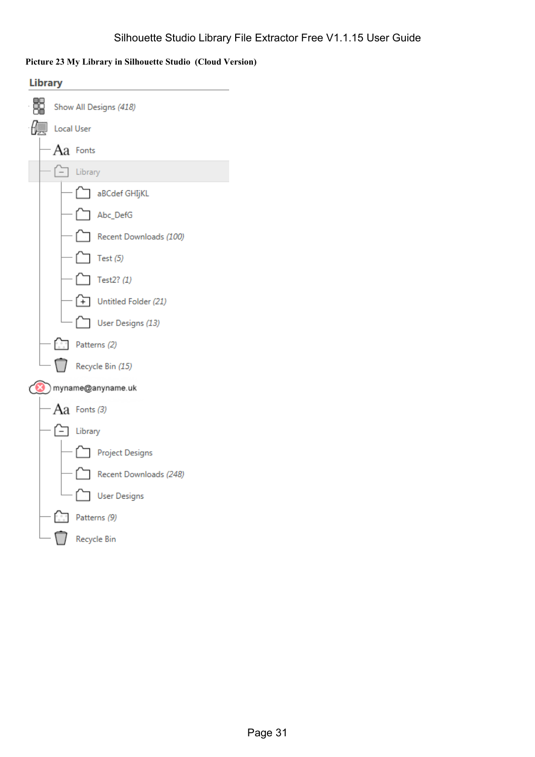**Picture 23 My Library in Silhouette Studio (Cloud Version)**

Library

- Show All Designs *(418)*
- Local User
  - Fonts
  - Library
    - aBCdef GHIjKL
    - Abc_DefG
    - Recent Downloads *(100)*
    - Test *(5)*
    - Test2? *(1)*
    - Untitled Folder *(21)*
    - User Designs *(13)*
  - Patterns *(2)*
  - Recycle Bin *(15)*
- myname@anyname.uk
  - Fonts *(3)*
  - Library
    - Project Designs
    - Recent Downloads *(248)*
    - User Designs
  - Patterns *(9)*
  - Recycle Bin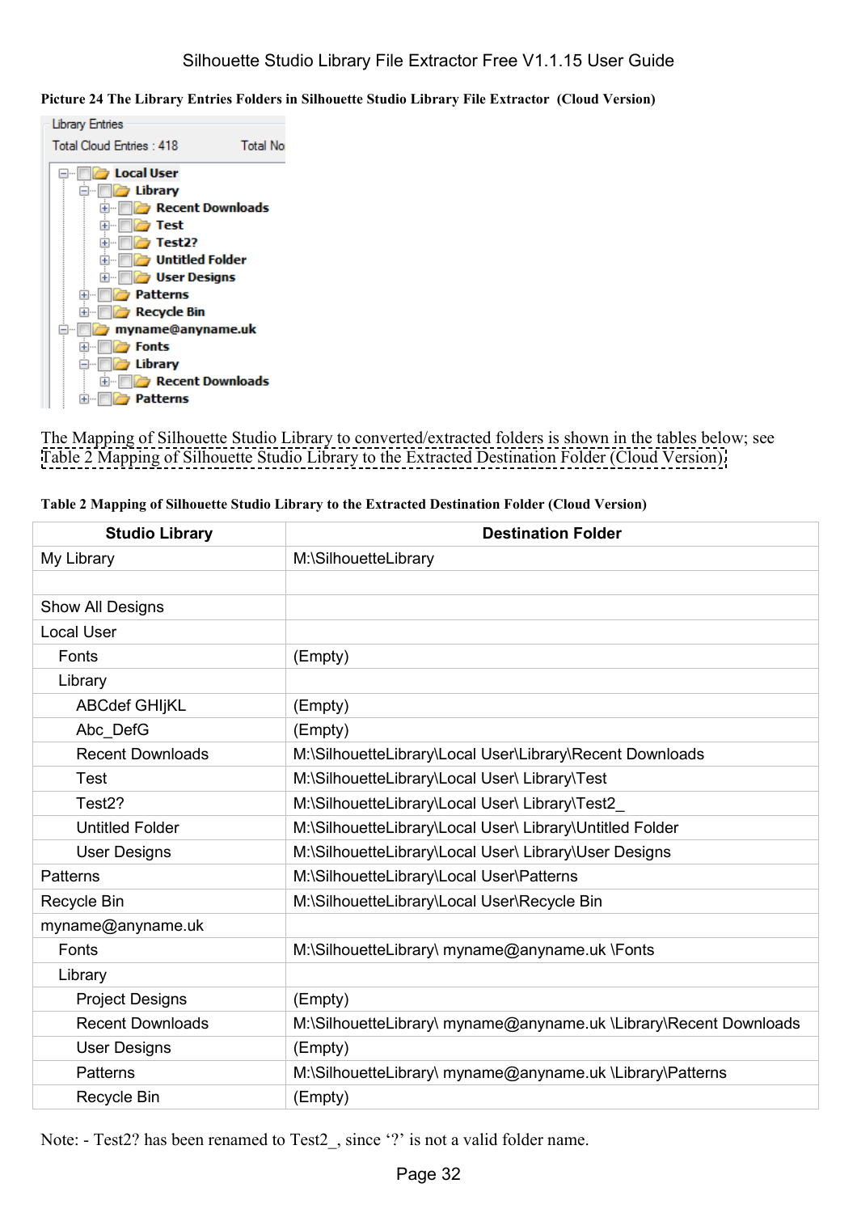**Picture 24 The Library Entries Folders in Silhouette Studio Library File Extractor (Cloud Version)**

Library Entries
Total Cloud Entries : 418 Total No

- Local User
  - Library
    - Recent Downloads
    - Test
    - Test2?
    - Untitled Folder
    - User Designs
  - Patterns
  - Recycle Bin
- myname@anyname.uk
  - Fonts
  - Library
    - Recent Downloads
  - Patterns

The Mapping of Silhouette Studio Library to converted/extracted folders is shown in the tables below; see Table 2 Mapping of Silhouette Studio Library to the Extracted Destination Folder (Cloud Version).

**Table 2 Mapping of Silhouette Studio Library to the Extracted Destination Folder (Cloud Version)**

| Studio Library | Destination Folder |
|---|---|
| My Library | M:\SilhouetteLibrary |
| | |
| Show All Designs | |
| Local User | |
| Fonts | (Empty) |
| Library | |
| ABCdef GHIjKL | (Empty) |
| Abc_DefG | (Empty) |
| Recent Downloads | M:\SilhouetteLibrary\Local User\Library\Recent Downloads |
| Test | M:\SilhouetteLibrary\Local User\ Library\Test |
| Test2? | M:\SilhouetteLibrary\Local User\ Library\Test2_ |
| Untitled Folder | M:\SilhouetteLibrary\Local User\ Library\Untitled Folder |
| User Designs | M:\SilhouetteLibrary\Local User\ Library\User Designs |
| Patterns | M:\SilhouetteLibrary\Local User\Patterns |
| Recycle Bin | M:\SilhouetteLibrary\Local User\Recycle Bin |
| myname@anyname.uk | |
| Fonts | M:\SilhouetteLibrary\ myname@anyname.uk \Fonts |
| Library | |
| Project Designs | (Empty) |
| Recent Downloads | M:\SilhouetteLibrary\ myname@anyname.uk \Library\Recent Downloads |
| User Designs | (Empty) |
| Patterns | M:\SilhouetteLibrary\ myname@anyname.uk \Library\Patterns |
| Recycle Bin | (Empty) |

Note: - Test2? has been renamed to Test2_, since '?' is not a valid folder name.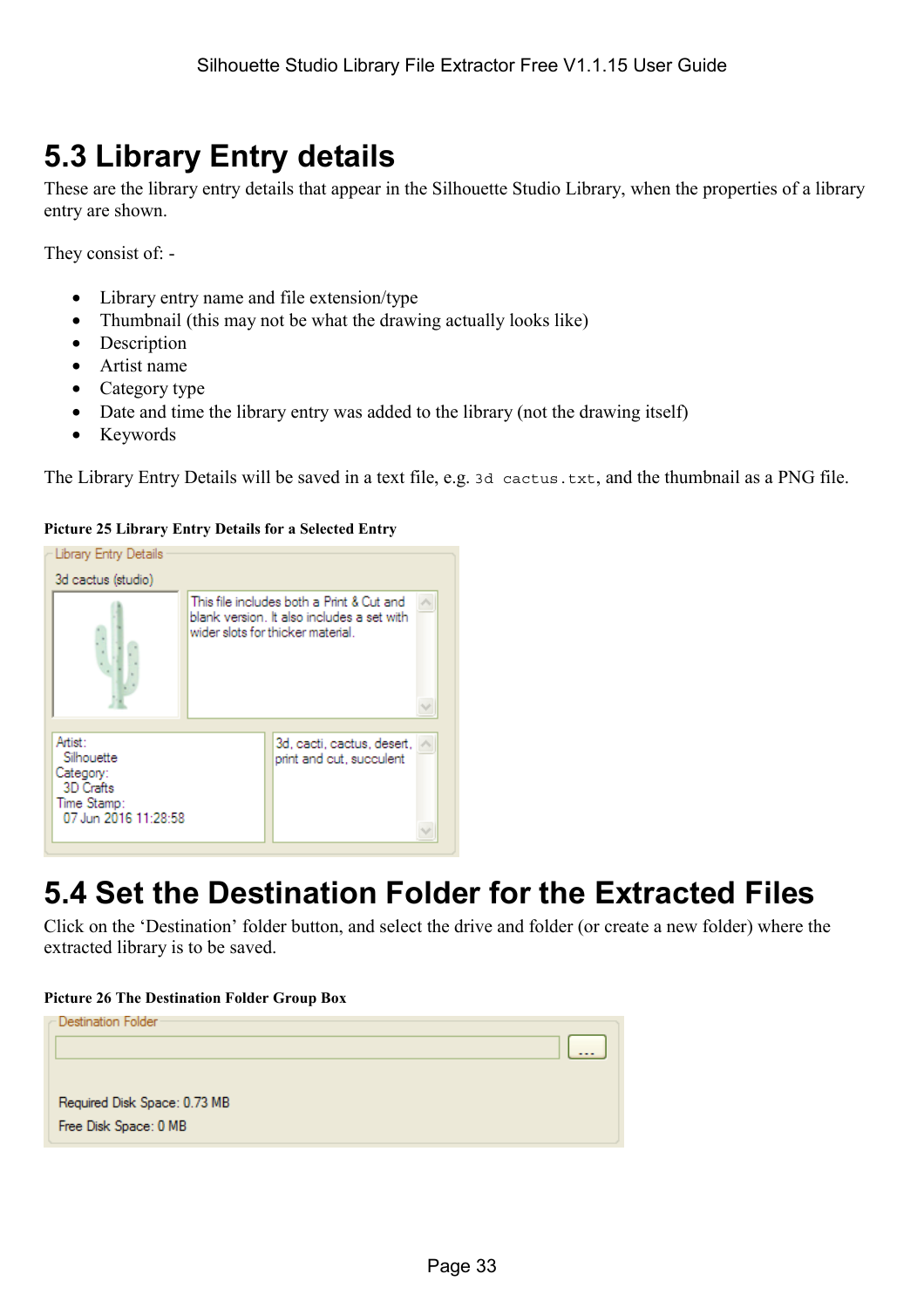## 5.3 Library Entry details

These are the library entry details that appear in the Silhouette Studio Library, when the properties of a library entry are shown.

They consist of: -

- Library entry name and file extension/type
- Thumbnail (this may not be what the drawing actually looks like)
- Description
- Artist name
- Category type
- Date and time the library entry was added to the library (not the drawing itself)
- Keywords

The Library Entry Details will be saved in a text file, e.g. `3d cactus.txt`, and the thumbnail as a PNG file.

**Picture 25 Library Entry Details for a Selected Entry**

Library Entry Details

3d cactus (studio)

This file includes both a Print & Cut and blank version. It also includes a set with wider slots for thicker material.

Artist:
Silhouette
Category:
3D Crafts
Time Stamp:
07 Jun 2016 11:28:58

3d, cacti, cactus, desert, print and cut, succulent

## 5.4 Set the Destination Folder for the Extracted Files

Click on the 'Destination' folder button, and select the drive and folder (or create a new folder) where the extracted library is to be saved.

**Picture 26 The Destination Folder Group Box**

Destination Folder

...

Required Disk Space: 0.73 MB
Free Disk Space: 0 MB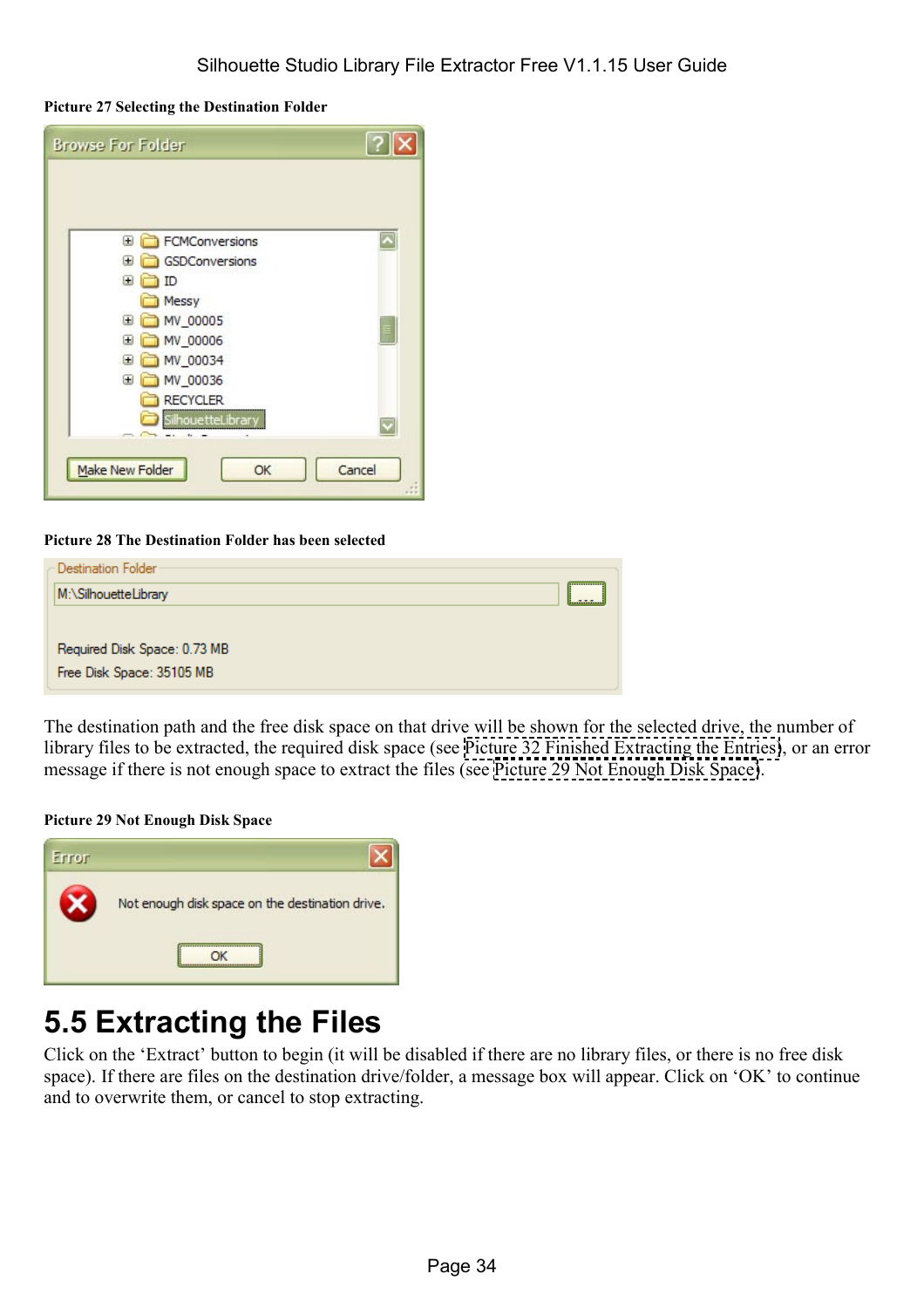**Picture 27 Selecting the Destination Folder**

**Picture 28 The Destination Folder has been selected**

The destination path and the free disk space on that drive will be shown for the selected drive, the number of library files to be extracted, the required disk space (see Picture 32 Finished Extracting the Entries), or an error message if there is not enough space to extract the files (see Picture 29 Not Enough Disk Space).

**Picture 29 Not Enough Disk Space**

## 5.5 Extracting the Files

Click on the 'Extract' button to begin (it will be disabled if there are no library files, or there is no free disk space). If there are files on the destination drive/folder, a message box will appear. Click on 'OK' to continue and to overwrite them, or cancel to stop extracting.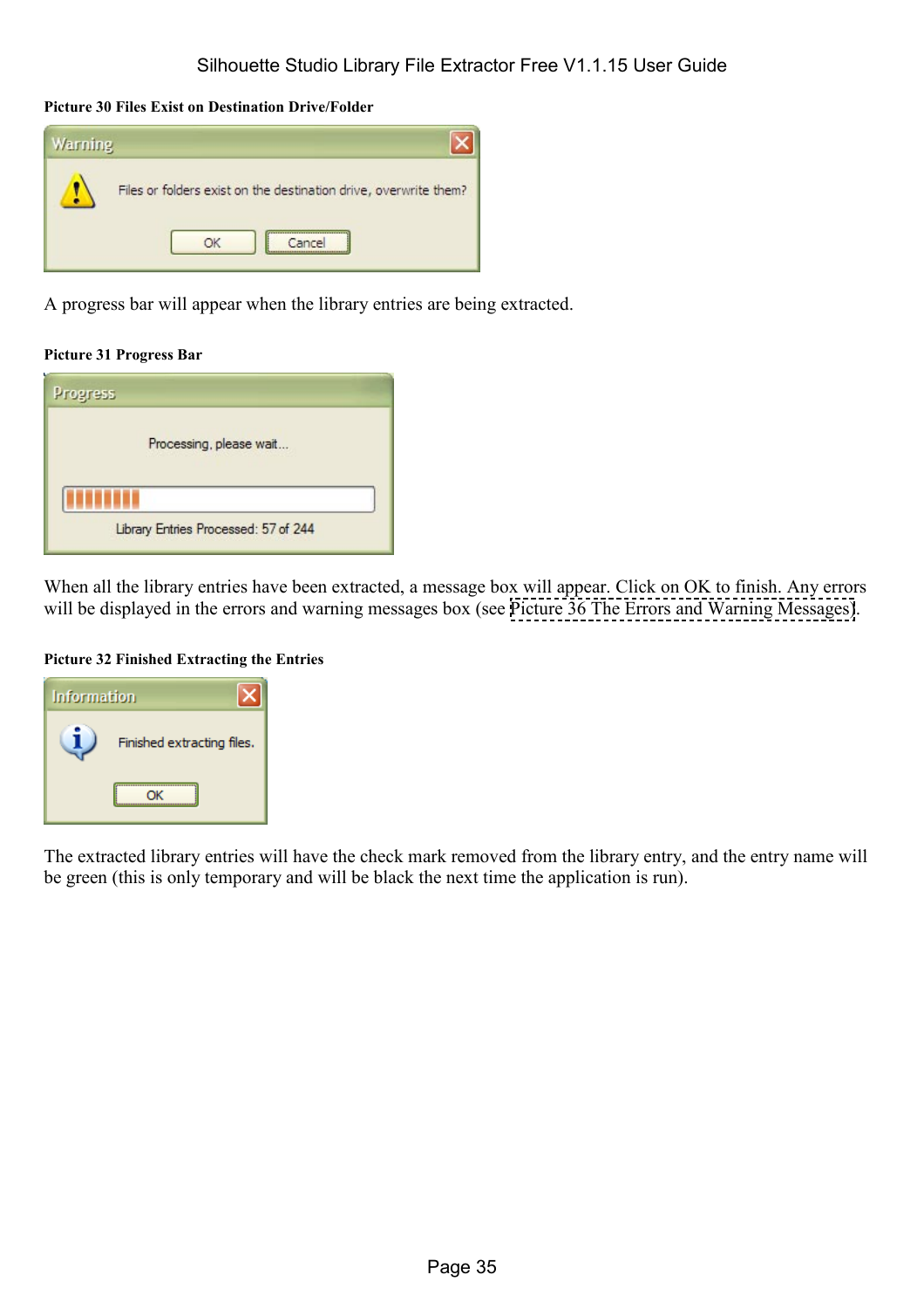**Picture 30 Files Exist on Destination Drive/Folder**

A progress bar will appear when the library entries are being extracted.

**Picture 31 Progress Bar**

When all the library entries have been extracted, a message box will appear. Click on OK to finish. Any errors will be displayed in the errors and warning messages box (see Picture 36 The Errors and Warning Messages).

**Picture 32 Finished Extracting the Entries**

The extracted library entries will have the check mark removed from the library entry, and the entry name will be green (this is only temporary and will be black the next time the application is run).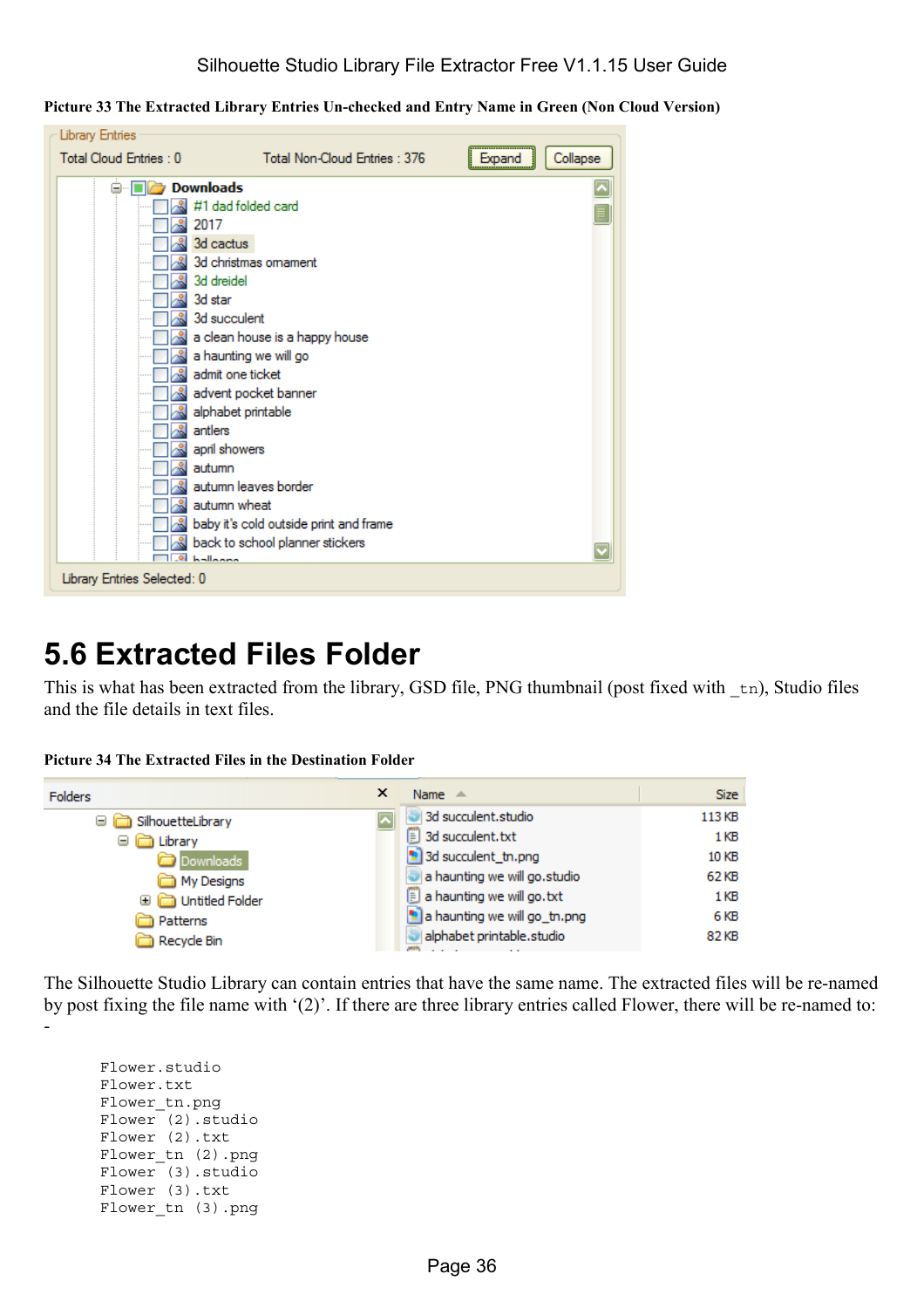**Picture 33 The Extracted Library Entries Un-checked and Entry Name in Green (Non Cloud Version)**

## 5.6 Extracted Files Folder

This is what has been extracted from the library, GSD file, PNG thumbnail (post fixed with `_tn`), Studio files and the file details in text files.

**Picture 34 The Extracted Files in the Destination Folder**

The Silhouette Studio Library can contain entries that have the same name. The extracted files will be re-named by post fixing the file name with '(2)'. If there are three library entries called Flower, there will be re-named to: -

```
Flower.studio
Flower.txt
Flower_tn.png
Flower (2).studio
Flower (2).txt
Flower_tn (2).png
Flower (3).studio
Flower (3).txt
Flower_tn (3).png
```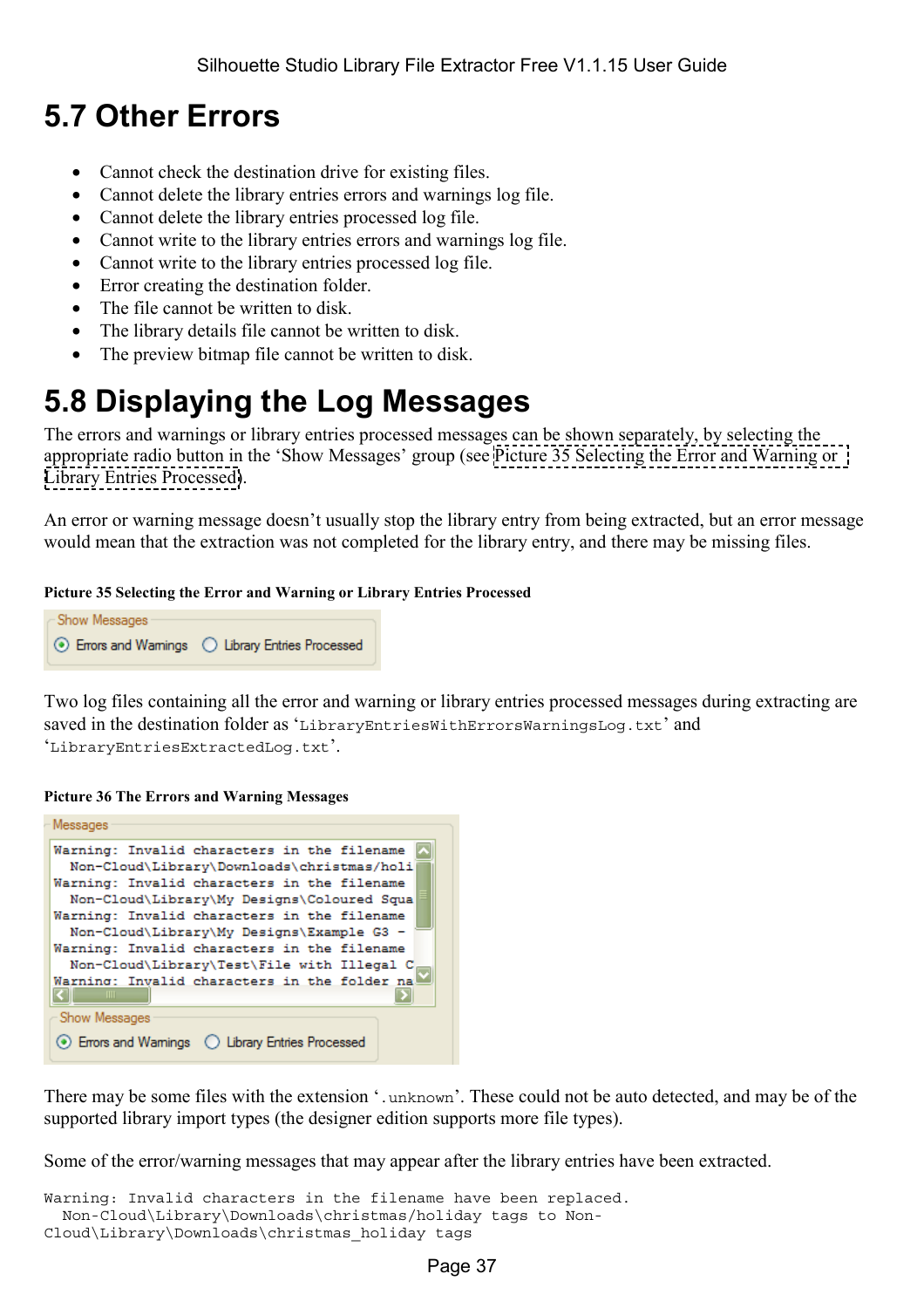## 5.7 Other Errors

- Cannot check the destination drive for existing files.
- Cannot delete the library entries errors and warnings log file.
- Cannot delete the library entries processed log file.
- Cannot write to the library entries errors and warnings log file.
- Cannot write to the library entries processed log file.
- Error creating the destination folder.
- The file cannot be written to disk.
- The library details file cannot be written to disk.
- The preview bitmap file cannot be written to disk.

## 5.8 Displaying the Log Messages

The errors and warnings or library entries processed messages can be shown separately, by selecting the appropriate radio button in the 'Show Messages' group (see Picture 35 Selecting the Error and Warning or Library Entries Processed).

An error or warning message doesn't usually stop the library entry from being extracted, but an error message would mean that the extraction was not completed for the library entry, and there may be missing files.

**Picture 35 Selecting the Error and Warning or Library Entries Processed**

Two log files containing all the error and warning or library entries processed messages during extracting are saved in the destination folder as '`LibraryEntriesWithErrorsWarningsLog.txt`' and '`LibraryEntriesExtractedLog.txt`'.

**Picture 36 The Errors and Warning Messages**

There may be some files with the extension '`.unknown`'. These could not be auto detected, and may be of the supported library import types (the designer edition supports more file types).

Some of the error/warning messages that may appear after the library entries have been extracted.

```
Warning: Invalid characters in the filename have been replaced.
  Non-Cloud\Library\Downloads\christmas/holiday tags to Non-
Cloud\Library\Downloads\christmas_holiday tags
```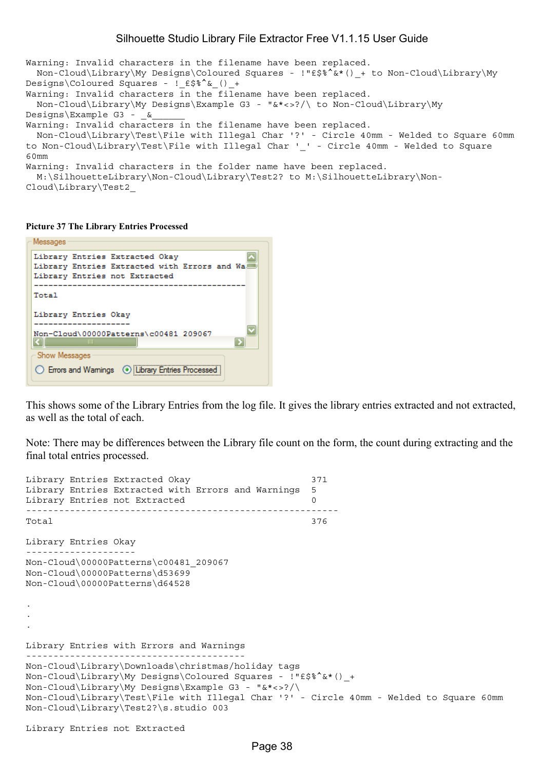```
Warning: Invalid characters in the filename have been replaced.
  Non-Cloud\Library\My Designs\Coloured Squares - !"£$%^&*()_+ to Non-Cloud\Library\My
Designs\Coloured Squares - !_£$%^&_()_+
Warning: Invalid characters in the filename have been replaced.
  Non-Cloud\Library\My Designs\Example G3 - "&*<>?/\ to Non-Cloud\Library\My
Designs\Example G3 - _&______
Warning: Invalid characters in the filename have been replaced.
  Non-Cloud\Library\Test\File with Illegal Char '?' - Circle 40mm - Welded to Square 60mm
to Non-Cloud\Library\Test\File with Illegal Char '_' - Circle 40mm - Welded to Square
60mm
Warning: Invalid characters in the folder name have been replaced.
  M:\SilhouetteLibrary\Non-Cloud\Library\Test2? to M:\SilhouetteLibrary\Non-
Cloud\Library\Test2_
```

**Picture 37 The Library Entries Processed**

This shows some of the Library Entries from the log file. It gives the library entries extracted and not extracted, as well as the total of each.

Note: There may be differences between the Library file count on the form, the count during extracting and the final total entries processed.

```
Library Entries Extracted Okay                      371
Library Entries Extracted with Errors and Warnings  5
Library Entries not Extracted                       0
-------------------------------------------------------
Total                                               376

Library Entries Okay
--------------------
Non-Cloud\00000Patterns\c00481_209067
Non-Cloud\00000Patterns\d53699
Non-Cloud\00000Patterns\d64528

.
.
.

Library Entries with Errors and Warnings
----------------------------------------
Non-Cloud\Library\Downloads\christmas/holiday tags
Non-Cloud\Library\My Designs\Coloured Squares - !"£$%^&*()_+
Non-Cloud\Library\My Designs\Example G3 - "&*<>?/\
Non-Cloud\Library\Test\File with Illegal Char '?' - Circle 40mm - Welded to Square 60mm
Non-Cloud\Library\Test2?\s.studio 003

Library Entries not Extracted
```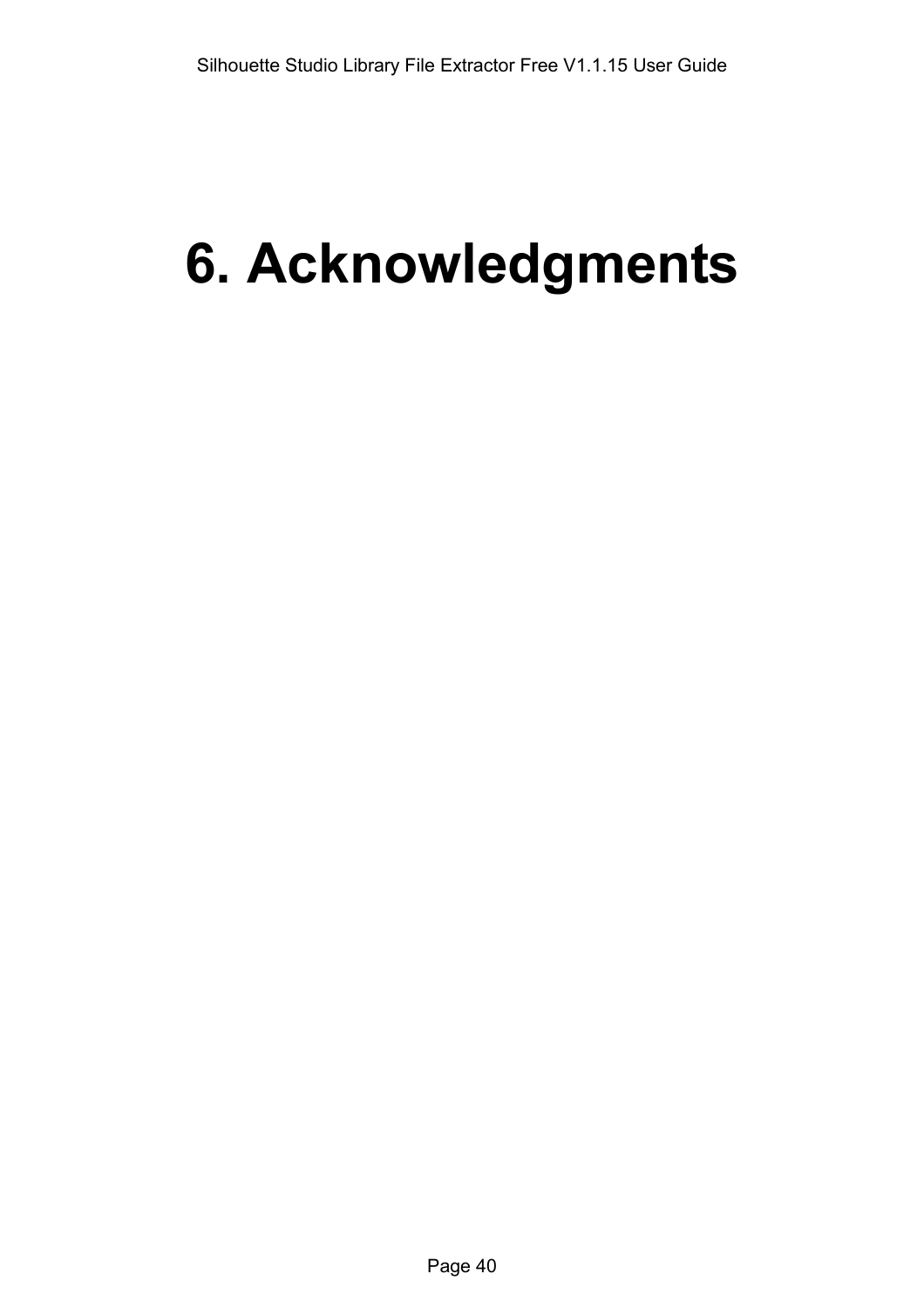# 6. Acknowledgments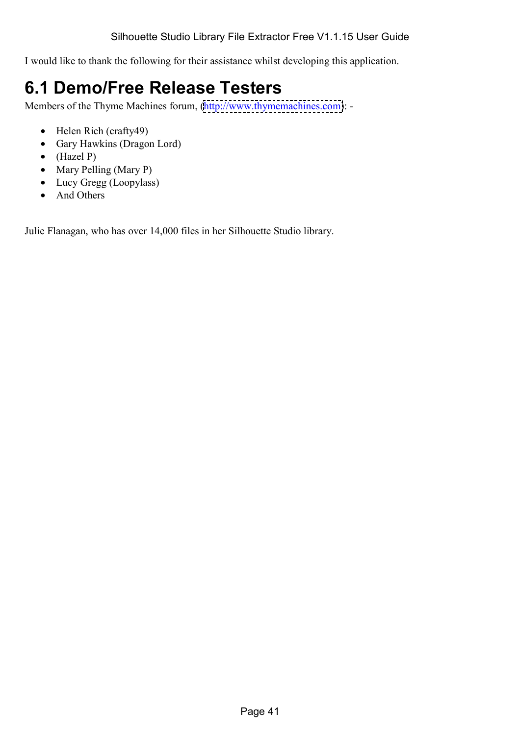I would like to thank the following for their assistance whilst developing this application.

## 6.1 Demo/Free Release Testers

Members of the Thyme Machines forum, (http://www.thymemachines.com): -

- Helen Rich (crafty49)
- Gary Hawkins (Dragon Lord)
- (Hazel P)
- Mary Pelling (Mary P)
- Lucy Gregg (Loopylass)
- And Others

Julie Flanagan, who has over 14,000 files in her Silhouette Studio library.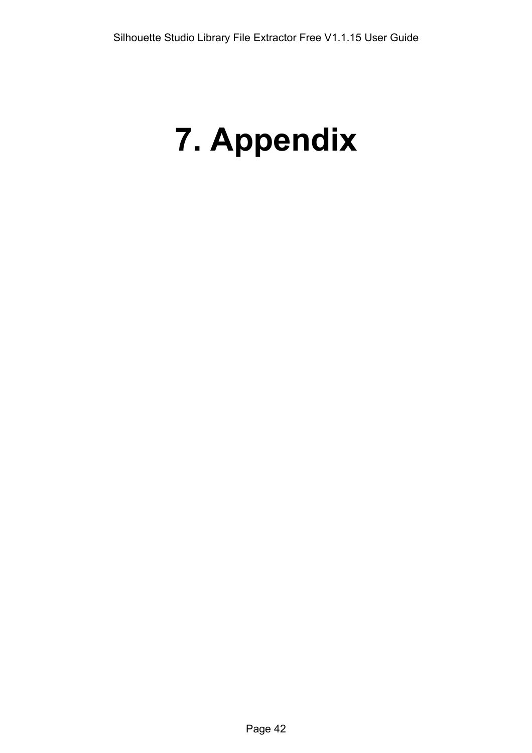# 7. Appendix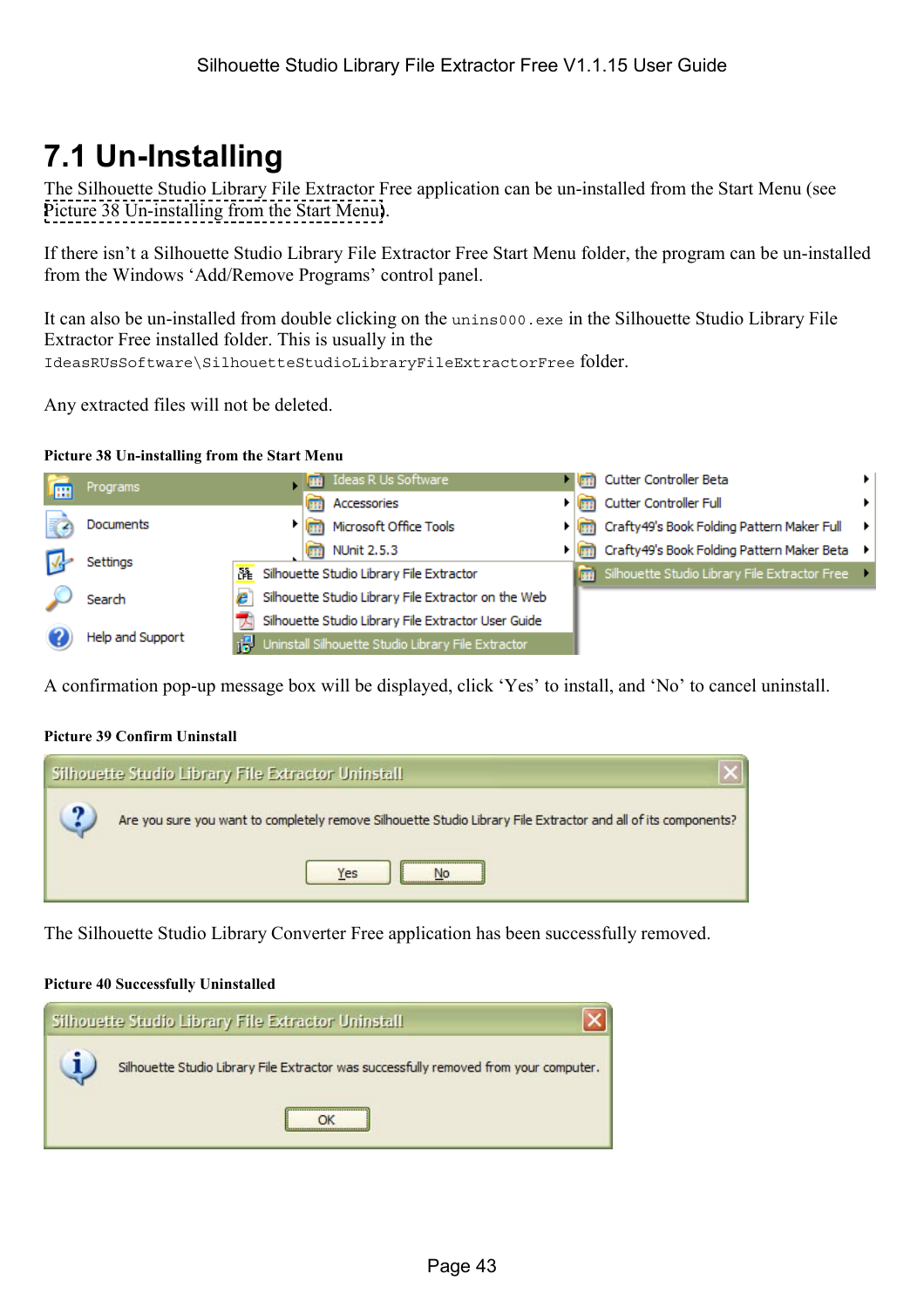# 7.1 Un-Installing

The Silhouette Studio Library File Extractor Free application can be un-installed from the Start Menu (see Picture 38 Un-installing from the Start Menu).

If there isn't a Silhouette Studio Library File Extractor Free Start Menu folder, the program can be un-installed from the Windows 'Add/Remove Programs' control panel.

It can also be un-installed from double clicking on the `unins000.exe` in the Silhouette Studio Library File Extractor Free installed folder. This is usually in the `IdeasRUsSoftware\SilhouetteStudioLibraryFileExtractorFree` folder.

Any extracted files will not be deleted.

**Picture 38 Un-installing from the Start Menu**

A confirmation pop-up message box will be displayed, click 'Yes' to install, and 'No' to cancel uninstall.

**Picture 39 Confirm Uninstall**

The Silhouette Studio Library Converter Free application has been successfully removed.

**Picture 40 Successfully Uninstalled**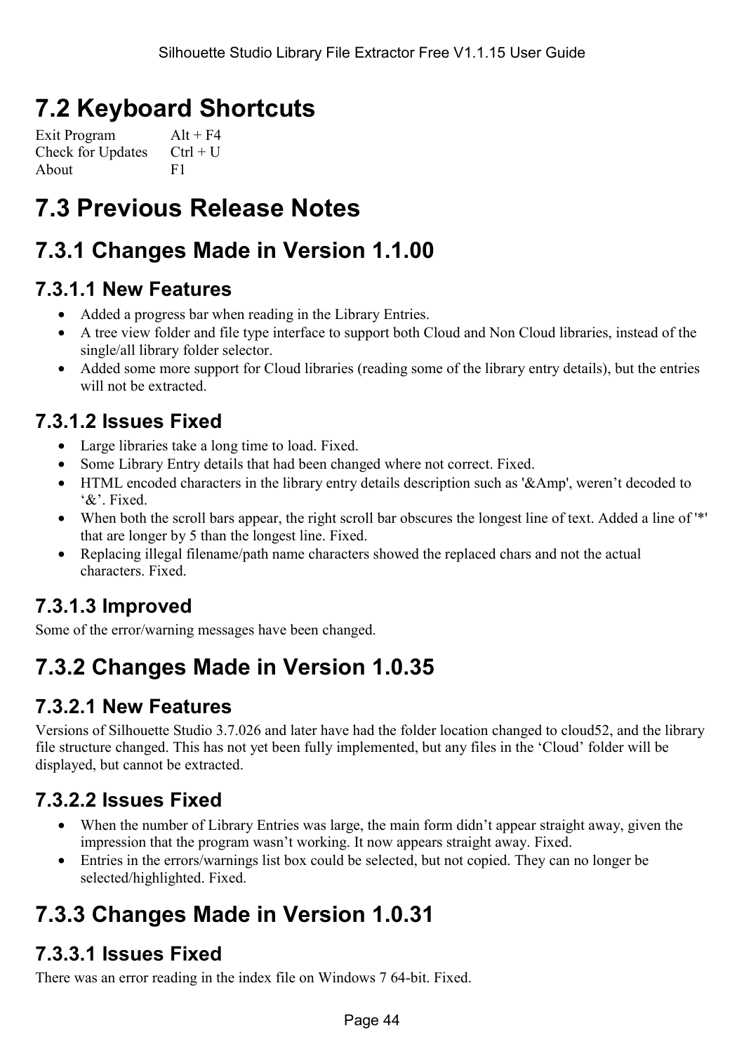# 7.2 Keyboard Shortcuts

| | |
|---|---|
| Exit Program | Alt + F4 |
| Check for Updates | Ctrl + U |
| About | F1 |

# 7.3 Previous Release Notes

## 7.3.1 Changes Made in Version 1.1.00

### 7.3.1.1 New Features

- Added a progress bar when reading in the Library Entries.
- A tree view folder and file type interface to support both Cloud and Non Cloud libraries, instead of the single/all library folder selector.
- Added some more support for Cloud libraries (reading some of the library entry details), but the entries will not be extracted.

### 7.3.1.2 Issues Fixed

- Large libraries take a long time to load. Fixed.
- Some Library Entry details that had been changed where not correct. Fixed.
- HTML encoded characters in the library entry details description such as '&Amp', weren't decoded to '&'. Fixed.
- When both the scroll bars appear, the right scroll bar obscures the longest line of text. Added a line of '*' that are longer by 5 than the longest line. Fixed.
- Replacing illegal filename/path name characters showed the replaced chars and not the actual characters. Fixed.

### 7.3.1.3 Improved

Some of the error/warning messages have been changed.

## 7.3.2 Changes Made in Version 1.0.35

### 7.3.2.1 New Features

Versions of Silhouette Studio 3.7.026 and later have had the folder location changed to cloud52, and the library file structure changed. This has not yet been fully implemented, but any files in the 'Cloud' folder will be displayed, but cannot be extracted.

### 7.3.2.2 Issues Fixed

- When the number of Library Entries was large, the main form didn't appear straight away, given the impression that the program wasn't working. It now appears straight away. Fixed.
- Entries in the errors/warnings list box could be selected, but not copied. They can no longer be selected/highlighted. Fixed.

## 7.3.3 Changes Made in Version 1.0.31

### 7.3.3.1 Issues Fixed

There was an error reading in the index file on Windows 7 64-bit. Fixed.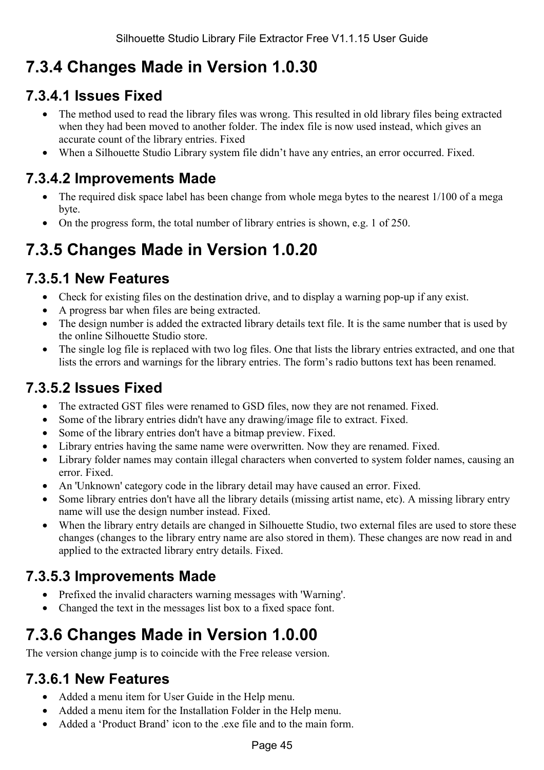# 7.3.4 Changes Made in Version 1.0.30

## 7.3.4.1 Issues Fixed

- The method used to read the library files was wrong. This resulted in old library files being extracted when they had been moved to another folder. The index file is now used instead, which gives an accurate count of the library entries. Fixed
- When a Silhouette Studio Library system file didn't have any entries, an error occurred. Fixed.

## 7.3.4.2 Improvements Made

- The required disk space label has been change from whole mega bytes to the nearest 1/100 of a mega byte.
- On the progress form, the total number of library entries is shown, e.g. 1 of 250.

# 7.3.5 Changes Made in Version 1.0.20

## 7.3.5.1 New Features

- Check for existing files on the destination drive, and to display a warning pop-up if any exist.
- A progress bar when files are being extracted.
- The design number is added the extracted library details text file. It is the same number that is used by the online Silhouette Studio store.
- The single log file is replaced with two log files. One that lists the library entries extracted, and one that lists the errors and warnings for the library entries. The form's radio buttons text has been renamed.

## 7.3.5.2 Issues Fixed

- The extracted GST files were renamed to GSD files, now they are not renamed. Fixed.
- Some of the library entries didn't have any drawing/image file to extract. Fixed.
- Some of the library entries don't have a bitmap preview. Fixed.
- Library entries having the same name were overwritten. Now they are renamed. Fixed.
- Library folder names may contain illegal characters when converted to system folder names, causing an error. Fixed.
- An 'Unknown' category code in the library detail may have caused an error. Fixed.
- Some library entries don't have all the library details (missing artist name, etc). A missing library entry name will use the design number instead. Fixed.
- When the library entry details are changed in Silhouette Studio, two external files are used to store these changes (changes to the library entry name are also stored in them). These changes are now read in and applied to the extracted library entry details. Fixed.

## 7.3.5.3 Improvements Made

- Prefixed the invalid characters warning messages with 'Warning'.
- Changed the text in the messages list box to a fixed space font.

# 7.3.6 Changes Made in Version 1.0.00

The version change jump is to coincide with the Free release version.

## 7.3.6.1 New Features

- Added a menu item for User Guide in the Help menu.
- Added a menu item for the Installation Folder in the Help menu.
- Added a 'Product Brand' icon to the .exe file and to the main form.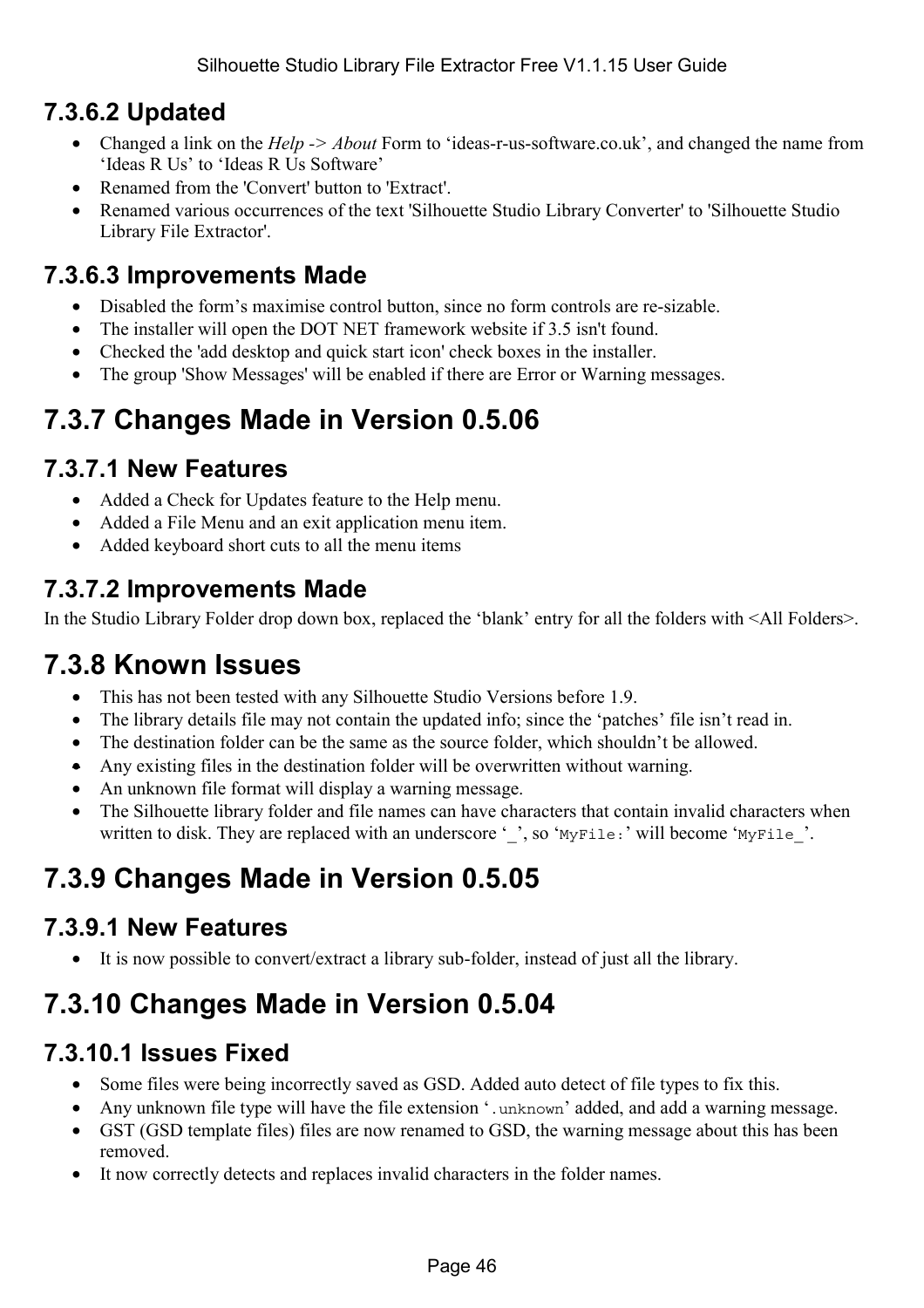#### 7.3.6.2 Updated

- Changed a link on the *Help -> About* Form to ‘ideas-r-us-software.co.uk’, and changed the name from ‘Ideas R Us’ to ‘Ideas R Us Software’
- Renamed from the 'Convert' button to 'Extract'.
- Renamed various occurrences of the text 'Silhouette Studio Library Converter' to 'Silhouette Studio Library File Extractor'.

#### 7.3.6.3 Improvements Made

- Disabled the form’s maximise control button, since no form controls are re-sizable.
- The installer will open the DOT NET framework website if 3.5 isn't found.
- Checked the 'add desktop and quick start icon' check boxes in the installer.
- The group 'Show Messages' will be enabled if there are Error or Warning messages.

### 7.3.7 Changes Made in Version 0.5.06

#### 7.3.7.1 New Features

- Added a Check for Updates feature to the Help menu.
- Added a File Menu and an exit application menu item.
- Added keyboard short cuts to all the menu items

#### 7.3.7.2 Improvements Made

In the Studio Library Folder drop down box, replaced the ‘blank’ entry for all the folders with <All Folders>.

### 7.3.8 Known Issues

- This has not been tested with any Silhouette Studio Versions before 1.9.
- The library details file may not contain the updated info; since the ‘patches’ file isn’t read in.
- The destination folder can be the same as the source folder, which shouldn’t be allowed.
- Any existing files in the destination folder will be overwritten without warning.
- An unknown file format will display a warning message.
- The Silhouette library folder and file names can have characters that contain invalid characters when written to disk. They are replaced with an underscore ‘`_`’, so ‘`MyFile:`’ will become ‘`MyFile_`’.

### 7.3.9 Changes Made in Version 0.5.05

#### 7.3.9.1 New Features

- It is now possible to convert/extract a library sub-folder, instead of just all the library.

### 7.3.10 Changes Made in Version 0.5.04

#### 7.3.10.1 Issues Fixed

- Some files were being incorrectly saved as GSD. Added auto detect of file types to fix this.
- Any unknown file type will have the file extension ‘`.unknown`’ added, and add a warning message.
- GST (GSD template files) files are now renamed to GSD, the warning message about this has been removed.
- It now correctly detects and replaces invalid characters in the folder names.